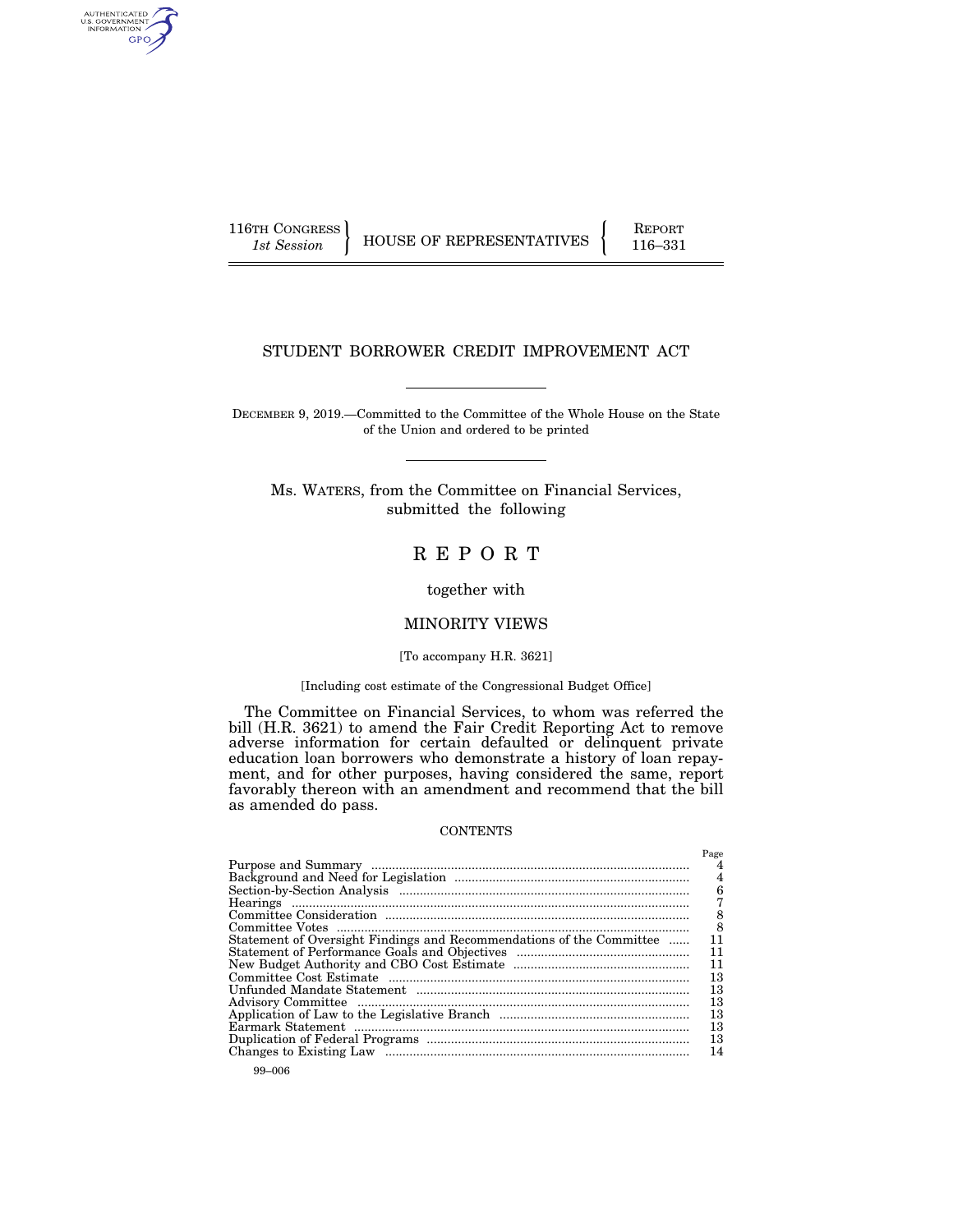116TH CONGRESS *1st Session* | HOUSE OF REPRESENTATIVES | REPORT 116–331

# STUDENT BORROWER CREDIT IMPROVEMENT ACT

DECEMBER 9, 2019.—Committed to the Committee of the Whole House on the State of the Union and ordered to be printed

Ms. WATERS, from the Committee on Financial Services, submitted the following

# REPORT

together with

## MINORITY VIEWS

[To accompany H.R. 3621]

[Including cost estimate of the Congressional Budget Office]

The Committee on Financial Services, to whom was referred the bill (H.R. 3621) to amend the Fair Credit Reporting Act to remove adverse information for certain defaulted or delinquent private education loan borrowers who demonstrate a history of loan repayment, and for other purposes, having considered the same, report favorably thereon with an amendment and recommend that the bill as amended do pass.

CONTENTS

| | Page |
|---|---|
| Purpose and Summary | 4 |
| Background and Need for Legislation | 4 |
| Section-by-Section Analysis | 6 |
| Hearings | 7 |
| Committee Consideration | 8 |
| Committee Votes | 8 |
| Statement of Oversight Findings and Recommendations of the Committee | 11 |
| Statement of Performance Goals and Objectives | 11 |
| New Budget Authority and CBO Cost Estimate | 11 |
| Committee Cost Estimate | 13 |
| Unfunded Mandate Statement | 13 |
| Advisory Committee | 13 |
| Application of Law to the Legislative Branch | 13 |
| Earmark Statement | 13 |
| Duplication of Federal Programs | 13 |
| Changes to Existing Law | 14 |

99–006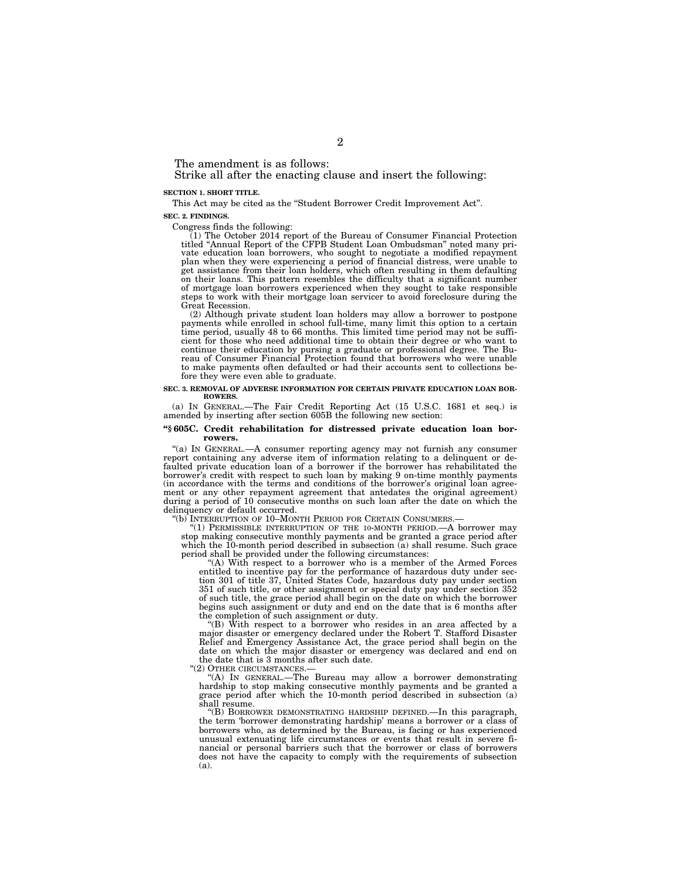The amendment is as follows:

Strike all after the enacting clause and insert the following:

**SECTION 1. SHORT TITLE.**

This Act may be cited as the "Student Borrower Credit Improvement Act".

**SEC. 2. FINDINGS.**

Congress finds the following:

(1) The October 2014 report of the Bureau of Consumer Financial Protection titled "Annual Report of the CFPB Student Loan Ombudsman" noted many private education loan borrowers, who sought to negotiate a modified repayment plan when they were experiencing a period of financial distress, were unable to get assistance from their loan holders, which often resulting in them defaulting on their loans. This pattern resembles the difficulty that a significant number of mortgage loan borrowers experienced when they sought to take responsible steps to work with their mortgage loan servicer to avoid foreclosure during the Great Recession.

(2) Although private student loan holders may allow a borrower to postpone payments while enrolled in school full-time, many limit this option to a certain time period, usually 48 to 66 months. This limited time period may not be sufficient for those who need additional time to obtain their degree or who want to continue their education by pursing a graduate or professional degree. The Bureau of Consumer Financial Protection found that borrowers who were unable to make payments often defaulted or had their accounts sent to collections before they were even able to graduate.

**SEC. 3. REMOVAL OF ADVERSE INFORMATION FOR CERTAIN PRIVATE EDUCATION LOAN BORROWERS.**

(a) IN GENERAL.—The Fair Credit Reporting Act (15 U.S.C. 1681 et seq.) is amended by inserting after section 605B the following new section:

**"§ 605C. Credit rehabilitation for distressed private education loan borrowers.**

"(a) IN GENERAL.—A consumer reporting agency may not furnish any consumer report containing any adverse item of information relating to a delinquent or defaulted private education loan of a borrower if the borrower has rehabilitated the borrower's credit with respect to such loan by making 9 on-time monthly payments (in accordance with the terms and conditions of the borrower's original loan agreement or any other repayment agreement that antedates the original agreement) during a period of 10 consecutive months on such loan after the date on which the delinquency or default occurred.

"(b) INTERRUPTION OF 10–MONTH PERIOD FOR CERTAIN CONSUMERS.—

"(1) PERMISSIBLE INTERRUPTION OF THE 10-MONTH PERIOD.—A borrower may stop making consecutive monthly payments and be granted a grace period after which the 10-month period described in subsection (a) shall resume. Such grace period shall be provided under the following circumstances:

"(A) With respect to a borrower who is a member of the Armed Forces entitled to incentive pay for the performance of hazardous duty under section 301 of title 37, United States Code, hazardous duty pay under section 351 of such title, or other assignment or special duty pay under section 352 of such title, the grace period shall begin on the date on which the borrower begins such assignment or duty and end on the date that is 6 months after the completion of such assignment or duty.

"(B) With respect to a borrower who resides in an area affected by a major disaster or emergency declared under the Robert T. Stafford Disaster Relief and Emergency Assistance Act, the grace period shall begin on the date on which the major disaster or emergency was declared and end on the date that is 3 months after such date.

"(2) OTHER CIRCUMSTANCES.—

"(A) IN GENERAL.—The Bureau may allow a borrower demonstrating hardship to stop making consecutive monthly payments and be granted a grace period after which the 10-month period described in subsection (a) shall resume.

"(B) BORROWER DEMONSTRATING HARDSHIP DEFINED.—In this paragraph, the term 'borrower demonstrating hardship' means a borrower or a class of borrowers who, as determined by the Bureau, is facing or has experienced unusual extenuating life circumstances or events that result in severe financial or personal barriers such that the borrower or class of borrowers does not have the capacity to comply with the requirements of subsection (a).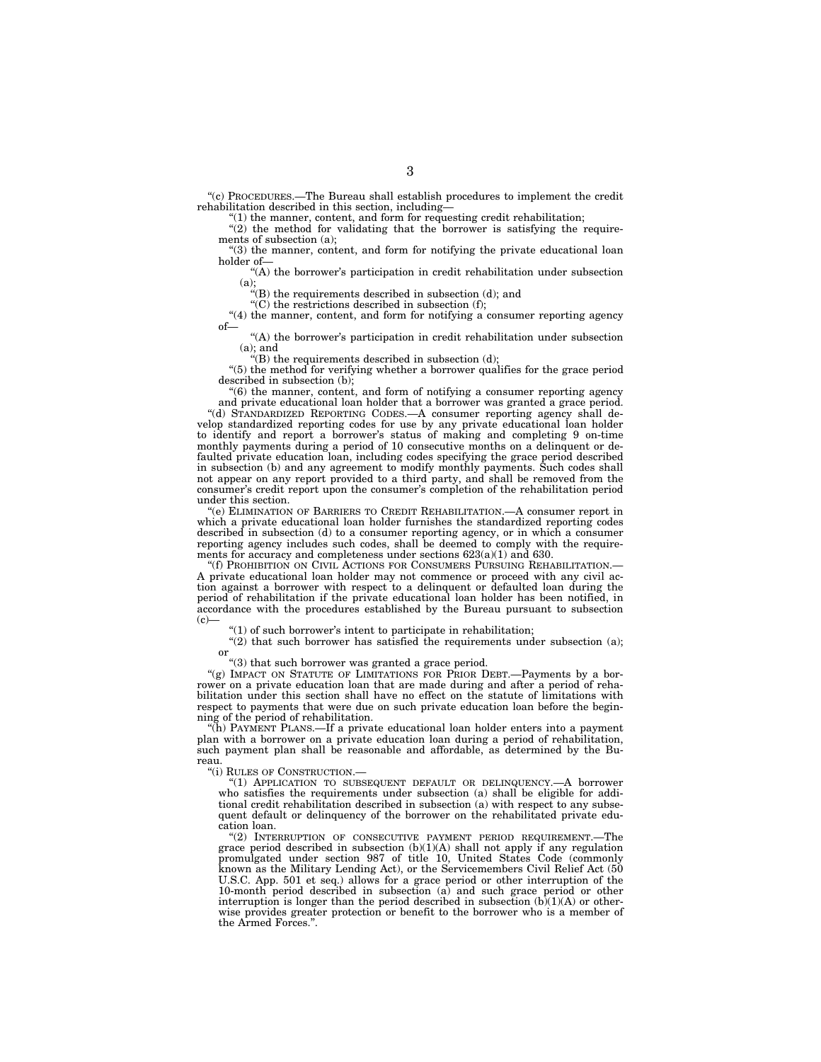"(c) PROCEDURES.—The Bureau shall establish procedures to implement the credit rehabilitation described in this section, including—

"(1) the manner, content, and form for requesting credit rehabilitation;

"(2) the method for validating that the borrower is satisfying the requirements of subsection (a);

"(3) the manner, content, and form for notifying the private educational loan holder of—

"(A) the borrower's participation in credit rehabilitation under subsection (a);

"(B) the requirements described in subsection (d); and

"(C) the restrictions described in subsection (f);

"(4) the manner, content, and form for notifying a consumer reporting agency of—

"(A) the borrower's participation in credit rehabilitation under subsection (a); and

"(B) the requirements described in subsection (d);

"(5) the method for verifying whether a borrower qualifies for the grace period described in subsection (b);

"(6) the manner, content, and form of notifying a consumer reporting agency and private educational loan holder that a borrower was granted a grace period.

"(d) STANDARDIZED REPORTING CODES.—A consumer reporting agency shall develop standardized reporting codes for use by any private educational loan holder to identify and report a borrower's status of making and completing 9 on-time monthly payments during a period of 10 consecutive months on a delinquent or defaulted private education loan, including codes specifying the grace period described in subsection (b) and any agreement to modify monthly payments. Such codes shall not appear on any report provided to a third party, and shall be removed from the consumer's credit report upon the consumer's completion of the rehabilitation period under this section.

"(e) ELIMINATION OF BARRIERS TO CREDIT REHABILITATION.—A consumer report in which a private educational loan holder furnishes the standardized reporting codes described in subsection (d) to a consumer reporting agency, or in which a consumer reporting agency includes such codes, shall be deemed to comply with the requirements for accuracy and completeness under sections 623(a)(1) and 630.

"(f) PROHIBITION ON CIVIL ACTIONS FOR CONSUMERS PURSUING REHABILITATION.—A private educational loan holder may not commence or proceed with any civil action against a borrower with respect to a delinquent or defaulted loan during the period of rehabilitation if the private educational loan holder has been notified, in accordance with the procedures established by the Bureau pursuant to subsection (c)—

"(1) of such borrower's intent to participate in rehabilitation;

"(2) that such borrower has satisfied the requirements under subsection (a); or

"(3) that such borrower was granted a grace period.

"(g) IMPACT ON STATUTE OF LIMITATIONS FOR PRIOR DEBT.—Payments by a borrower on a private education loan that are made during and after a period of rehabilitation under this section shall have no effect on the statute of limitations with respect to payments that were due on such private education loan before the beginning of the period of rehabilitation.

"(h) PAYMENT PLANS.—If a private educational loan holder enters into a payment plan with a borrower on a private education loan during a period of rehabilitation, such payment plan shall be reasonable and affordable, as determined by the Bureau.

"(i) RULES OF CONSTRUCTION.—

"(1) APPLICATION TO SUBSEQUENT DEFAULT OR DELINQUENCY.—A borrower who satisfies the requirements under subsection (a) shall be eligible for additional credit rehabilitation described in subsection (a) with respect to any subsequent default or delinquency of the borrower on the rehabilitated private education loan.

"(2) INTERRUPTION OF CONSECUTIVE PAYMENT PERIOD REQUIREMENT.—The grace period described in subsection (b)(1)(A) shall not apply if any regulation promulgated under section 987 of title 10, United States Code (commonly known as the Military Lending Act), or the Servicemembers Civil Relief Act (50 U.S.C. App. 501 et seq.) allows for a grace period or other interruption of the 10-month period described in subsection (a) and such grace period or other interruption is longer than the period described in subsection (b)(1)(A) or otherwise provides greater protection or benefit to the borrower who is a member of the Armed Forces.".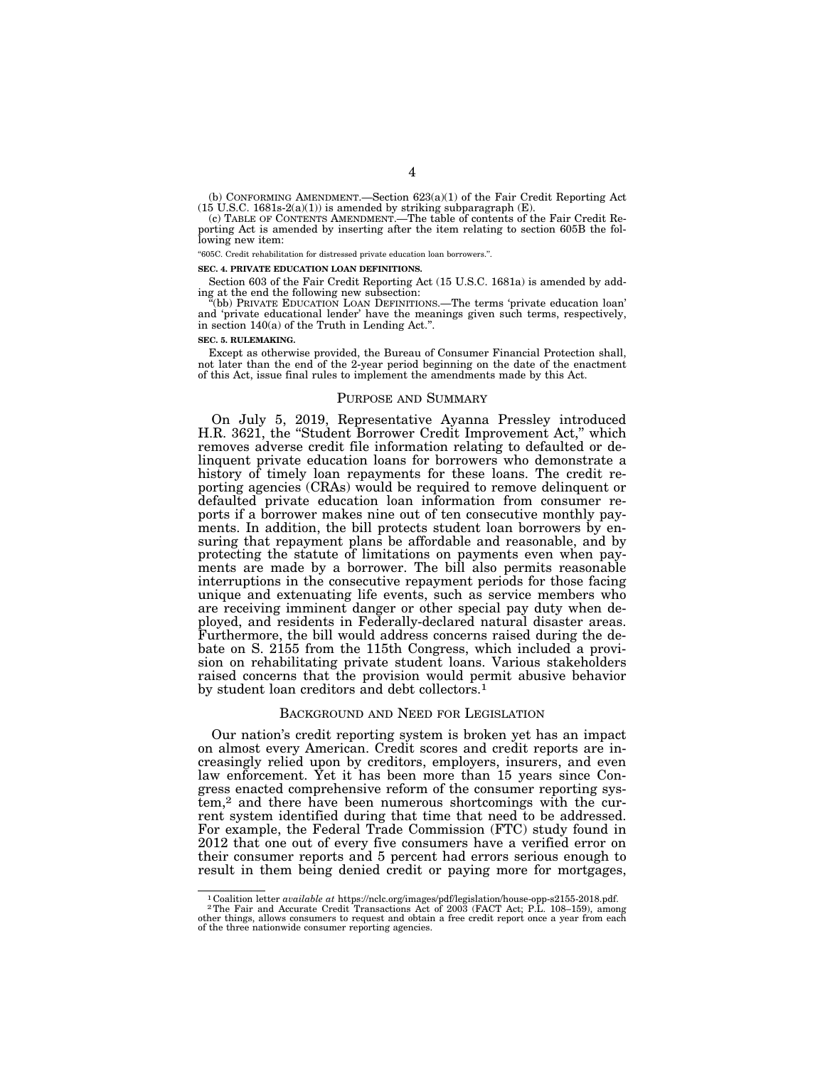(b) CONFORMING AMENDMENT.—Section 623(a)(1) of the Fair Credit Reporting Act (15 U.S.C. 1681s-2(a)(1)) is amended by striking subparagraph (E).

(c) TABLE OF CONTENTS AMENDMENT.—The table of contents of the Fair Credit Reporting Act is amended by inserting after the item relating to section 605B the following new item:

"605C. Credit rehabilitation for distressed private education loan borrowers.".

**SEC. 4. PRIVATE EDUCATION LOAN DEFINITIONS.**

Section 603 of the Fair Credit Reporting Act (15 U.S.C. 1681a) is amended by adding at the end the following new subsection:

"(bb) PRIVATE EDUCATION LOAN DEFINITIONS.—The terms 'private education loan' and 'private educational lender' have the meanings given such terms, respectively, in section 140(a) of the Truth in Lending Act.".

**SEC. 5. RULEMAKING.**

Except as otherwise provided, the Bureau of Consumer Financial Protection shall, not later than the end of the 2-year period beginning on the date of the enactment of this Act, issue final rules to implement the amendments made by this Act.

## PURPOSE AND SUMMARY

On July 5, 2019, Representative Ayanna Pressley introduced H.R. 3621, the "Student Borrower Credit Improvement Act," which removes adverse credit file information relating to defaulted or delinquent private education loans for borrowers who demonstrate a history of timely loan repayments for these loans. The credit reporting agencies (CRAs) would be required to remove delinquent or defaulted private education loan information from consumer reports if a borrower makes nine out of ten consecutive monthly payments. In addition, the bill protects student loan borrowers by ensuring that repayment plans be affordable and reasonable, and by protecting the statute of limitations on payments even when payments are made by a borrower. The bill also permits reasonable interruptions in the consecutive repayment periods for those facing unique and extenuating life events, such as service members who are receiving imminent danger or other special pay duty when deployed, and residents in Federally-declared natural disaster areas. Furthermore, the bill would address concerns raised during the debate on S. 2155 from the 115th Congress, which included a provision on rehabilitating private student loans. Various stakeholders raised concerns that the provision would permit abusive behavior by student loan creditors and debt collectors.[1]

## BACKGROUND AND NEED FOR LEGISLATION

Our nation's credit reporting system is broken yet has an impact on almost every American. Credit scores and credit reports are increasingly relied upon by creditors, employers, insurers, and even law enforcement. Yet it has been more than 15 years since Congress enacted comprehensive reform of the consumer reporting system,[2] and there have been numerous shortcomings with the current system identified during that time that need to be addressed. For example, the Federal Trade Commission (FTC) study found in 2012 that one out of every five consumers have a verified error on their consumer reports and 5 percent had errors serious enough to result in them being denied credit or paying more for mortgages,

---

[1] Coalition letter *available at* https://nclc.org/images/pdf/legislation/house-opp-s2155-2018.pdf.

[2] The Fair and Accurate Credit Transactions Act of 2003 (FACT Act; P.L. 108–159), among other things, allows consumers to request and obtain a free credit report once a year from each of the three nationwide consumer reporting agencies.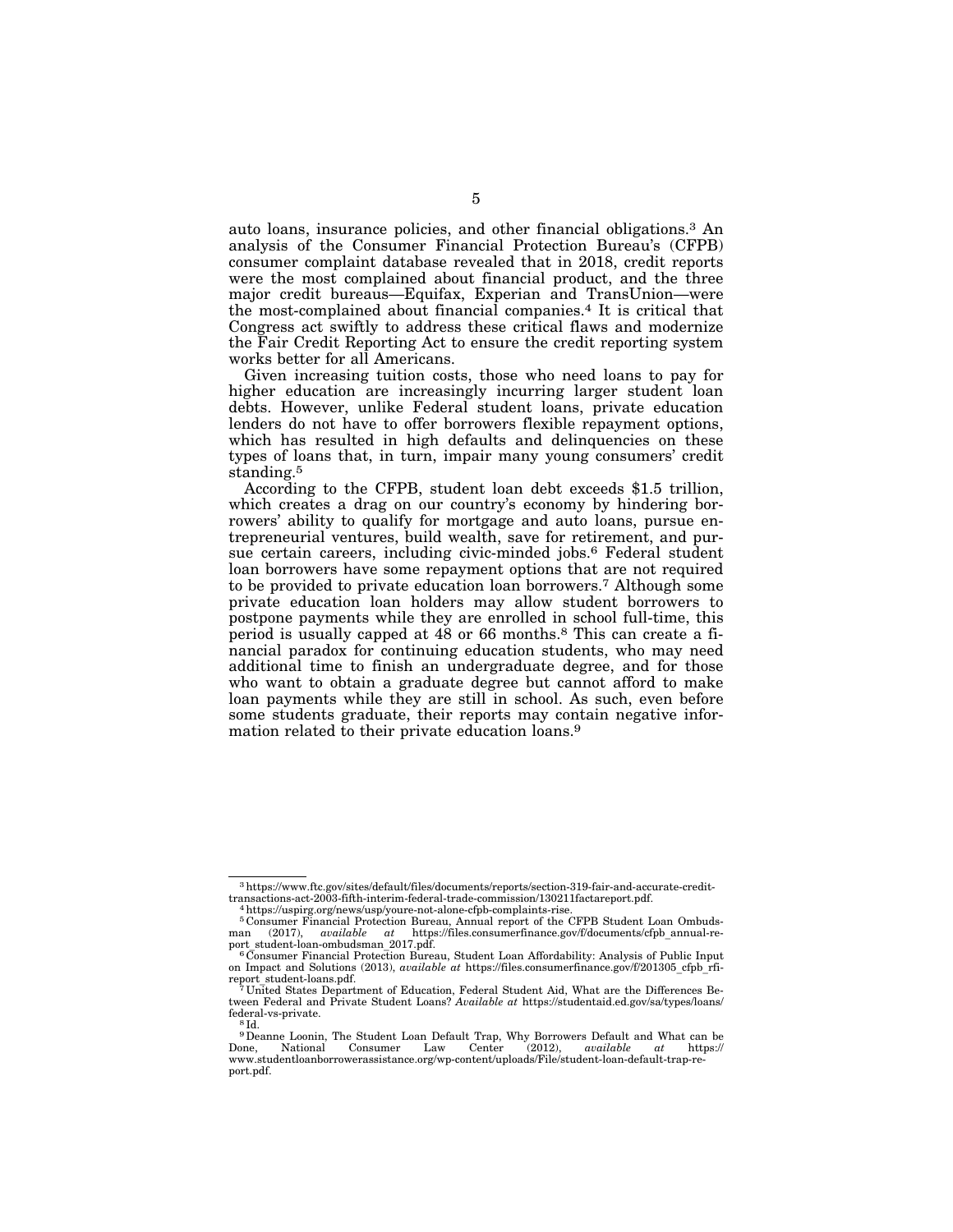auto loans, insurance policies, and other financial obligations.[3] An analysis of the Consumer Financial Protection Bureau's (CFPB) consumer complaint database revealed that in 2018, credit reports were the most complained about financial product, and the three major credit bureaus—Equifax, Experian and TransUnion—were the most-complained about financial companies.[4] It is critical that Congress act swiftly to address these critical flaws and modernize the Fair Credit Reporting Act to ensure the credit reporting system works better for all Americans.

Given increasing tuition costs, those who need loans to pay for higher education are increasingly incurring larger student loan debts. However, unlike Federal student loans, private education lenders do not have to offer borrowers flexible repayment options, which has resulted in high defaults and delinquencies on these types of loans that, in turn, impair many young consumers' credit standing.[5]

According to the CFPB, student loan debt exceeds $1.5 trillion, which creates a drag on our country's economy by hindering borrowers' ability to qualify for mortgage and auto loans, pursue entrepreneurial ventures, build wealth, save for retirement, and pursue certain careers, including civic-minded jobs.[6] Federal student loan borrowers have some repayment options that are not required to be provided to private education loan borrowers.[7] Although some private education loan holders may allow student borrowers to postpone payments while they are enrolled in school full-time, this period is usually capped at 48 or 66 months.[8] This can create a financial paradox for continuing education students, who may need additional time to finish an undergraduate degree, and for those who want to obtain a graduate degree but cannot afford to make loan payments while they are still in school. As such, even before some students graduate, their reports may contain negative information related to their private education loans.[9]

---

[3] https://www.ftc.gov/sites/default/files/documents/reports/section-319-fair-and-accurate-credit-transactions-act-2003-fifth-interim-federal-trade-commission/130211factareport.pdf.

[4] https://uspirg.org/news/usp/youre-not-alone-cfpb-complaints-rise.

[5] Consumer Financial Protection Bureau, Annual report of the CFPB Student Loan Ombudsman (2017), *available at* https://files.consumerfinance.gov/f/documents/cfpb_annual-report_student-loan-ombudsman_2017.pdf.

[6] Consumer Financial Protection Bureau, Student Loan Affordability: Analysis of Public Input on Impact and Solutions (2013), *available at* https://files.consumerfinance.gov/f/201305_cfpb_rfi-report_student-loans.pdf.

[7] United States Department of Education, Federal Student Aid, What are the Differences Between Federal and Private Student Loans? *Available at* https://studentaid.ed.gov/sa/types/loans/federal-vs-private.

[8] Id.

[9] Deanne Loonin, The Student Loan Default Trap, Why Borrowers Default and What can be Done, National Consumer Law Center (2012), *available at* https://www.studentloanborrowerassistance.org/wp-content/uploads/File/student-loan-default-trap-report.pdf.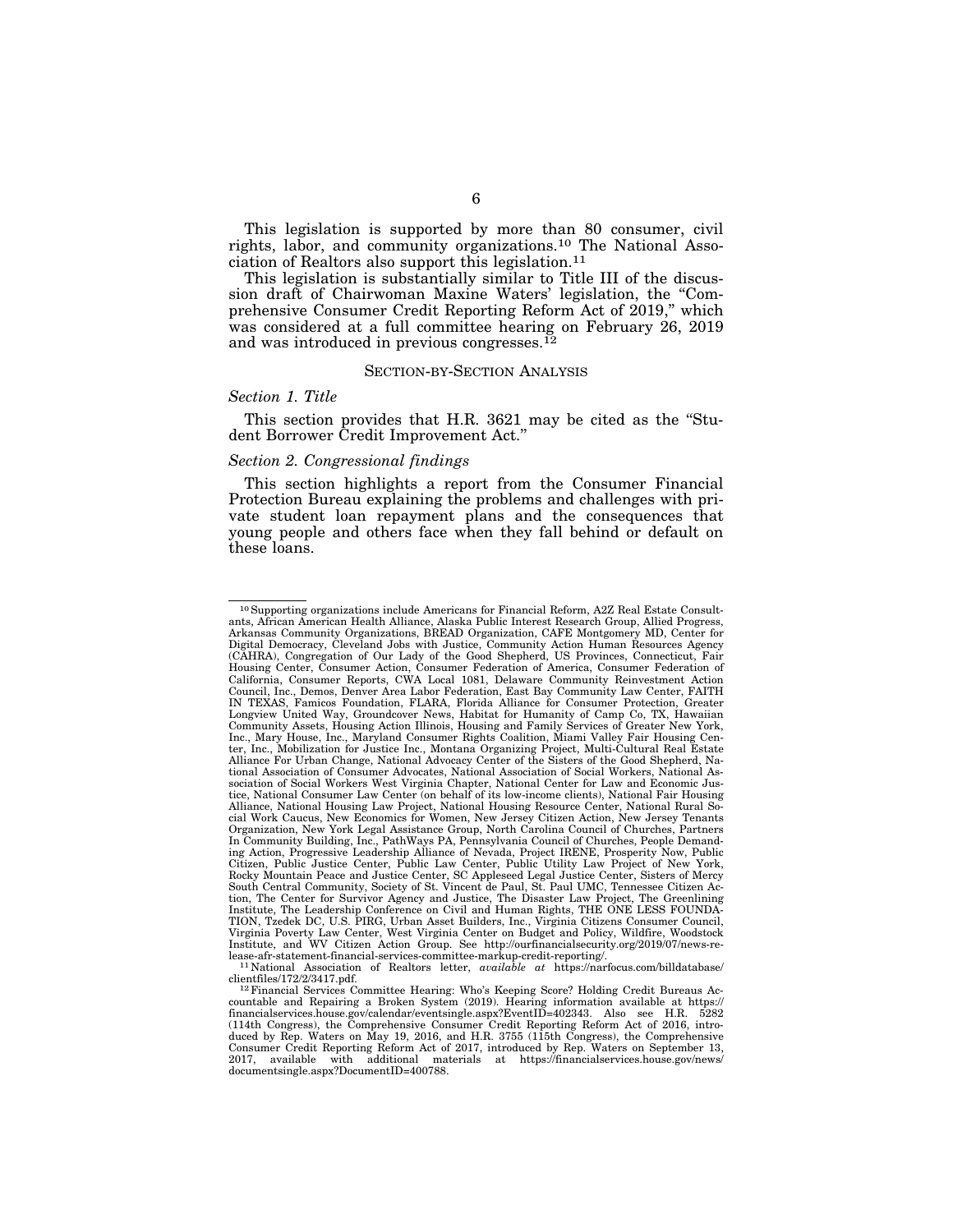This legislation is supported by more than 80 consumer, civil rights, labor, and community organizations.[10] The National Association of Realtors also support this legislation.[11]

This legislation is substantially similar to Title III of the discussion draft of Chairwoman Maxine Waters' legislation, the "Comprehensive Consumer Credit Reporting Reform Act of 2019," which was considered at a full committee hearing on February 26, 2019 and was introduced in previous congresses.[12]

## SECTION-BY-SECTION ANALYSIS

### *Section 1. Title*

This section provides that H.R. 3621 may be cited as the "Student Borrower Credit Improvement Act."

### *Section 2. Congressional findings*

This section highlights a report from the Consumer Financial Protection Bureau explaining the problems and challenges with private student loan repayment plans and the consequences that young people and others face when they fall behind or default on these loans.

---

[10] Supporting organizations include Americans for Financial Reform, A2Z Real Estate Consultants, African American Health Alliance, Alaska Public Interest Research Group, Allied Progress, Arkansas Community Organizations, BREAD Organization, CAFE Montgomery MD, Center for Digital Democracy, Cleveland Jobs with Justice, Community Action Human Resources Agency (CAHRA), Congregation of Our Lady of the Good Shepherd, US Provinces, Connecticut, Fair Housing Center, Consumer Action, Consumer Federation of America, Consumer Federation of California, Consumer Reports, CWA Local 1081, Delaware Community Reinvestment Action Council, Inc., Demos, Denver Area Labor Federation, East Bay Community Law Center, FAITH IN TEXAS, Famicos Foundation, FLARA, Florida Alliance for Consumer Protection, Greater Longview United Way, Groundcover News, Habitat for Humanity of Camp Co, TX, Hawaiian Community Assets, Housing Action Illinois, Housing and Family Services of Greater New York, Inc., Mary House, Inc., Maryland Consumer Rights Coalition, Miami Valley Fair Housing Center, Inc., Mobilization for Justice Inc., Montana Organizing Project, Multi-Cultural Real Estate Alliance For Urban Change, National Advocacy Center of the Sisters of the Good Shepherd, National Association of Consumer Advocates, National Association of Social Workers, National Association of Social Workers West Virginia Chapter, National Center for Law and Economic Justice, National Consumer Law Center (on behalf of its low-income clients), National Fair Housing Alliance, National Housing Law Project, National Housing Resource Center, National Rural Social Work Caucus, New Economics for Women, New Jersey Citizen Action, New Jersey Tenants Organization, New York Legal Assistance Group, North Carolina Council of Churches, Partners In Community Building, Inc., PathWays PA, Pennsylvania Council of Churches, People Demanding Action, Progressive Leadership Alliance of Nevada, Project IRENE, Prosperity Now, Public Citizen, Public Justice Center, Public Law Center, Public Utility Law Project of New York, Rocky Mountain Peace and Justice Center, SC Appleseed Legal Justice Center, Sisters of Mercy South Central Community, Society of St. Vincent de Paul, St. Paul UMC, Tennessee Citizen Action, The Center for Survivor Agency and Justice, The Disaster Law Project, The Greenlining Institute, The Leadership Conference on Civil and Human Rights, THE ONE LESS FOUNDATION, Tzedek DC, U.S. PIRG, Urban Asset Builders, Inc., Virginia Citizens Consumer Council, Virginia Poverty Law Center, West Virginia Center on Budget and Policy, Wildfire, Woodstock Institute, and WV Citizen Action Group. See http://ourfinancialsecurity.org/2019/07/news-release-afr-statement-financial-services-committee-markup-credit-reporting/.

[11] National Association of Realtors letter, *available at* https://narfocus.com/billdatabase/clientfiles/172/2/3417.pdf.

[12] Financial Services Committee Hearing: Who's Keeping Score? Holding Credit Bureaus Accountable and Repairing a Broken System (2019). Hearing information available at https://financialservices.house.gov/calendar/eventsingle.aspx?EventID=402343. Also see H.R. 5282 (114th Congress), the Comprehensive Consumer Credit Reporting Reform Act of 2016, introduced by Rep. Waters on May 19, 2016, and H.R. 3755 (115th Congress), the Comprehensive Consumer Credit Reporting Reform Act of 2017, introduced by Rep. Waters on September 13, 2017, available with additional materials at https://financialservices.house.gov/news/documentsingle.aspx?DocumentID=400788.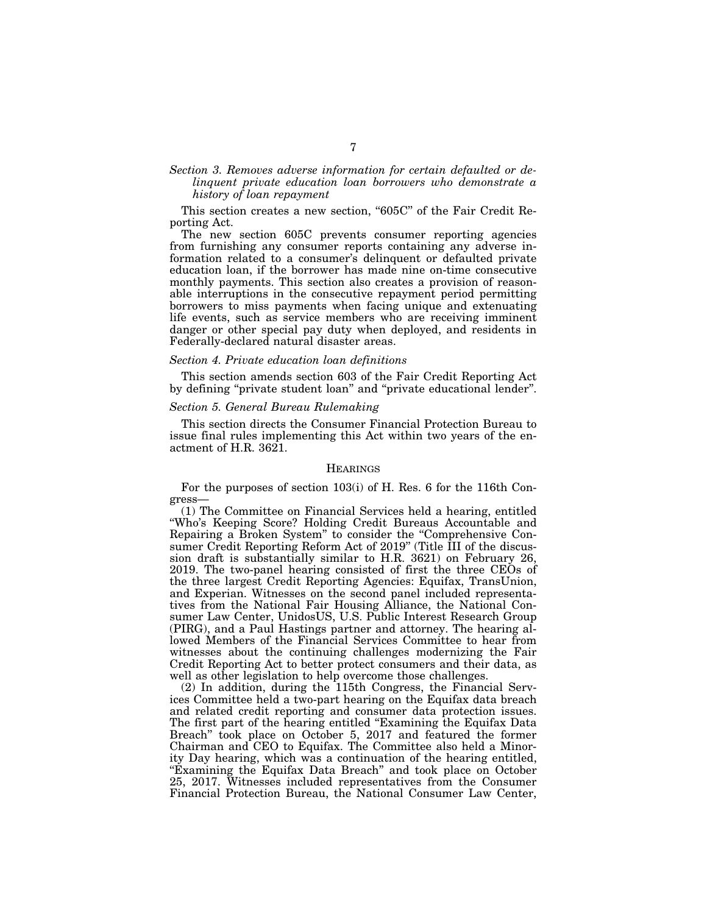*Section 3. Removes adverse information for certain defaulted or delinquent private education loan borrowers who demonstrate a history of loan repayment*

This section creates a new section, "605C" of the Fair Credit Reporting Act.

The new section 605C prevents consumer reporting agencies from furnishing any consumer reports containing any adverse information related to a consumer's delinquent or defaulted private education loan, if the borrower has made nine on-time consecutive monthly payments. This section also creates a provision of reasonable interruptions in the consecutive repayment period permitting borrowers to miss payments when facing unique and extenuating life events, such as service members who are receiving imminent danger or other special pay duty when deployed, and residents in Federally-declared natural disaster areas.

*Section 4. Private education loan definitions*

This section amends section 603 of the Fair Credit Reporting Act by defining "private student loan" and "private educational lender".

*Section 5. General Bureau Rulemaking*

This section directs the Consumer Financial Protection Bureau to issue final rules implementing this Act within two years of the enactment of H.R. 3621.

## HEARINGS

For the purposes of section 103(i) of H. Res. 6 for the 116th Congress—

(1) The Committee on Financial Services held a hearing, entitled "Who's Keeping Score? Holding Credit Bureaus Accountable and Repairing a Broken System" to consider the "Comprehensive Consumer Credit Reporting Reform Act of 2019" (Title III of the discussion draft is substantially similar to H.R. 3621) on February 26, 2019. The two-panel hearing consisted of first the three CEOs of the three largest Credit Reporting Agencies: Equifax, TransUnion, and Experian. Witnesses on the second panel included representatives from the National Fair Housing Alliance, the National Consumer Law Center, UnidosUS, U.S. Public Interest Research Group (PIRG), and a Paul Hastings partner and attorney. The hearing allowed Members of the Financial Services Committee to hear from witnesses about the continuing challenges modernizing the Fair Credit Reporting Act to better protect consumers and their data, as well as other legislation to help overcome those challenges.

(2) In addition, during the 115th Congress, the Financial Services Committee held a two-part hearing on the Equifax data breach and related credit reporting and consumer data protection issues. The first part of the hearing entitled "Examining the Equifax Data Breach" took place on October 5, 2017 and featured the former Chairman and CEO to Equifax. The Committee also held a Minority Day hearing, which was a continuation of the hearing entitled, "Examining the Equifax Data Breach" and took place on October 25, 2017. Witnesses included representatives from the Consumer Financial Protection Bureau, the National Consumer Law Center,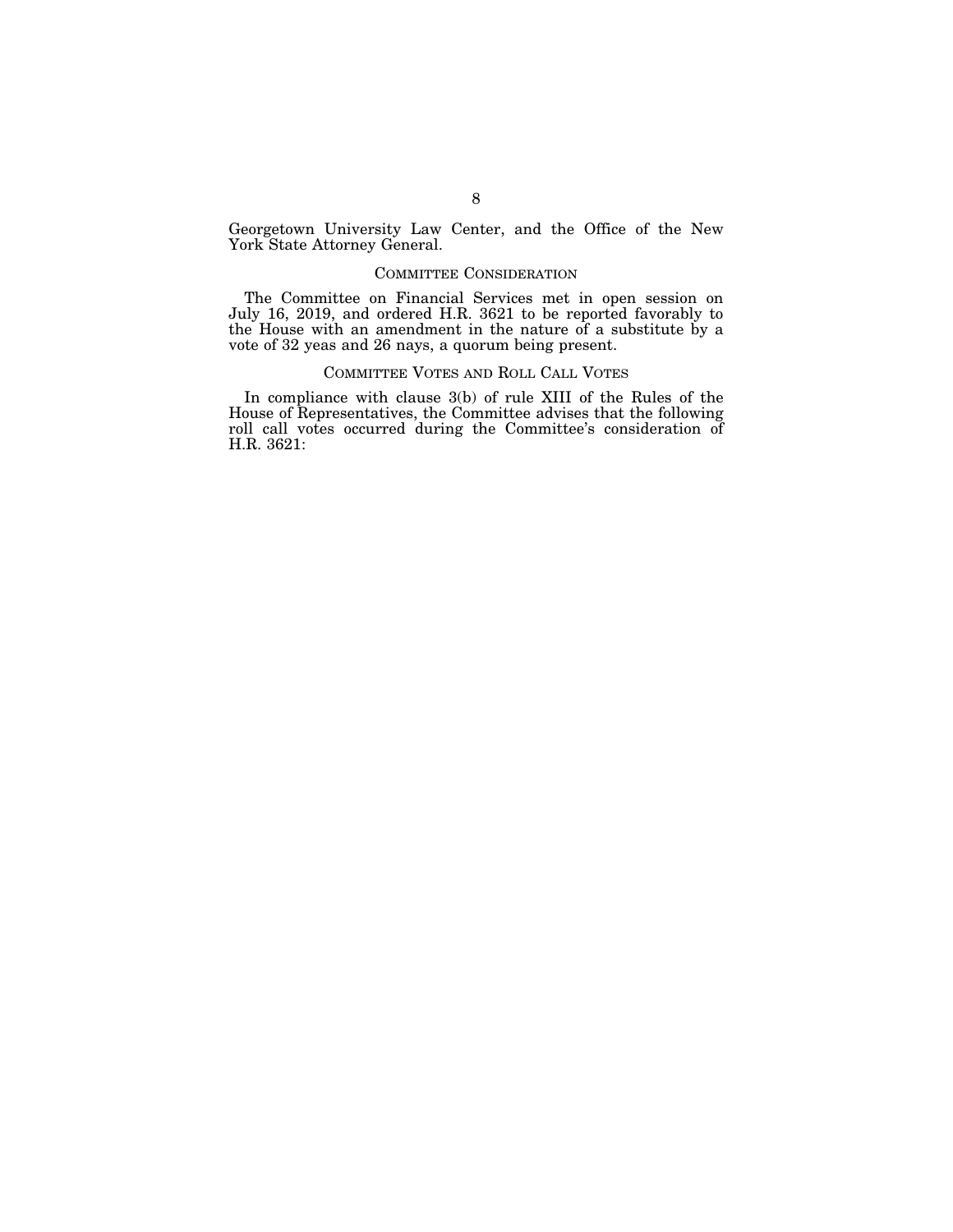Georgetown University Law Center, and the Office of the New York State Attorney General.

## COMMITTEE CONSIDERATION

The Committee on Financial Services met in open session on July 16, 2019, and ordered H.R. 3621 to be reported favorably to the House with an amendment in the nature of a substitute by a vote of 32 yeas and 26 nays, a quorum being present.

## COMMITTEE VOTES AND ROLL CALL VOTES

In compliance with clause 3(b) of rule XIII of the Rules of the House of Representatives, the Committee advises that the following roll call votes occurred during the Committee's consideration of H.R. 3621: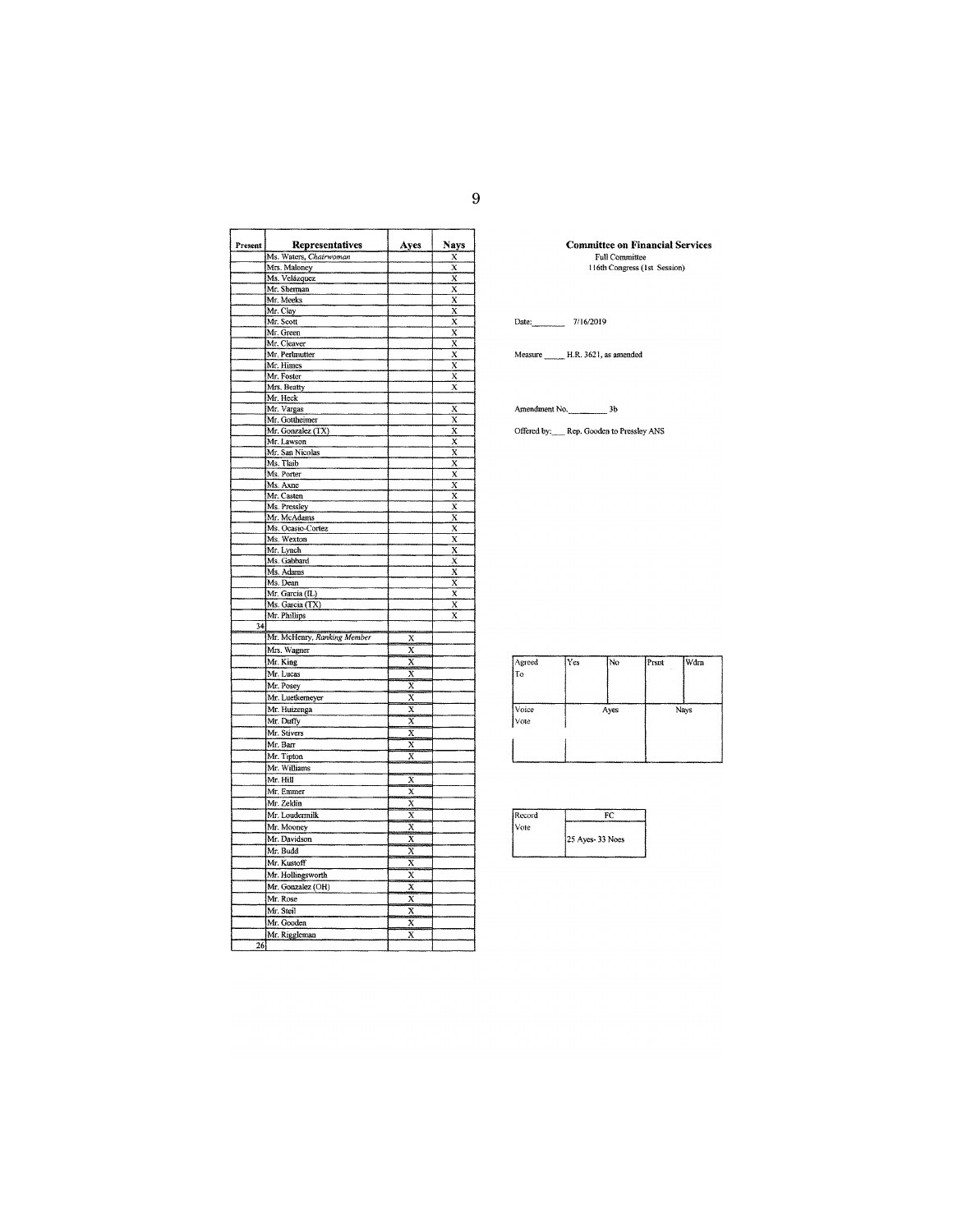| Present | Representatives | Ayes | Nays |
|---|---|---|---|
| | Ms. Waters, *Chairwoman* | | X |
| | Mrs. Maloney | | X |
| | Ms. Velázquez | | X |
| | Mr. Sherman | | X |
| | Mr. Meeks | | X |
| | Mr. Clay | | X |
| | Mr. Scott | | X |
| | Mr. Green | | X |
| | Mr. Cleaver | | X |
| | Mr. Perlmutter | | X |
| | Mr. Himes | | X |
| | Mr. Foster | | X |
| | Mrs. Beatty | | X |
| | Mr. Heck | | |
| | Mr. Vargas | | X |
| | Mr. Gottheimer | | X |
| | Mr. Gonzalez (TX) | | X |
| | Mr. Lawson | | X |
| | Mr. San Nicolas | | X |
| | Ms. Tlaib | | X |
| | Ms. Porter | | X |
| | Ms. Axne | | X |
| | Mr. Casten | | X |
| | Ms. Pressley | | X |
| | Mr. McAdams | | X |
| | Ms. Ocasio-Cortez | | X |
| | Ms. Wexton | | X |
| | Mr. Lynch | | X |
| | Ms. Gabbard | | X |
| | Ms. Adams | | X |
| | Ms. Dean | | X |
| | Mr. Garcia (IL) | | X |
| | Ms. Garcia (TX) | | X |
| | Mr. Phillips | | X |
| 34 | | | |
| | Mr. McHenry, *Ranking Member* | X | |
| | Mrs. Wagner | X | |
| | Mr. King | X | |
| | Mr. Lucas | X | |
| | Mr. Posey | X | |
| | Mr. Luetkemeyer | X | |
| | Mr. Huizenga | X | |
| | Mr. Duffy | X | |
| | Mr. Stivers | X | |
| | Mr. Barr | X | |
| | Mr. Tipton | X | |
| | Mr. Williams | | |
| | Mr. Hill | X | |
| | Mr. Emmer | X | |
| | Mr. Zeldin | X | |
| | Mr. Loudermilk | X | |
| | Mr. Mooney | X | |
| | Mr. Davidson | X | |
| | Mr. Budd | X | |
| | Mr. Kustoff | X | |
| | Mr. Hollingsworth | X | |
| | Mr. Gonzalez (OH) | X | |
| | Mr. Rose | X | |
| | Mr. Steil | X | |
| | Mr. Gooden | X | |
| | Mr. Riggleman | X | |
| 26 | | | |

**Committee on Financial Services**
Full Committee
116th Congress (1st Session)

Date: 7/16/2019

Measure H.R. 3621, as amended

Amendment No. 3b

Offered by: Rep. Gooden to Pressley ANS

| Agreed To | Yes | No | Prsnt | Wdrn |
|---|---|---|---|---|
| | | | | |
| Voice Vote | Ayes | | Nays | |
| | | | | |

| Record Vote | FC |
|---|---|
| | 25 Ayes- 33 Noes |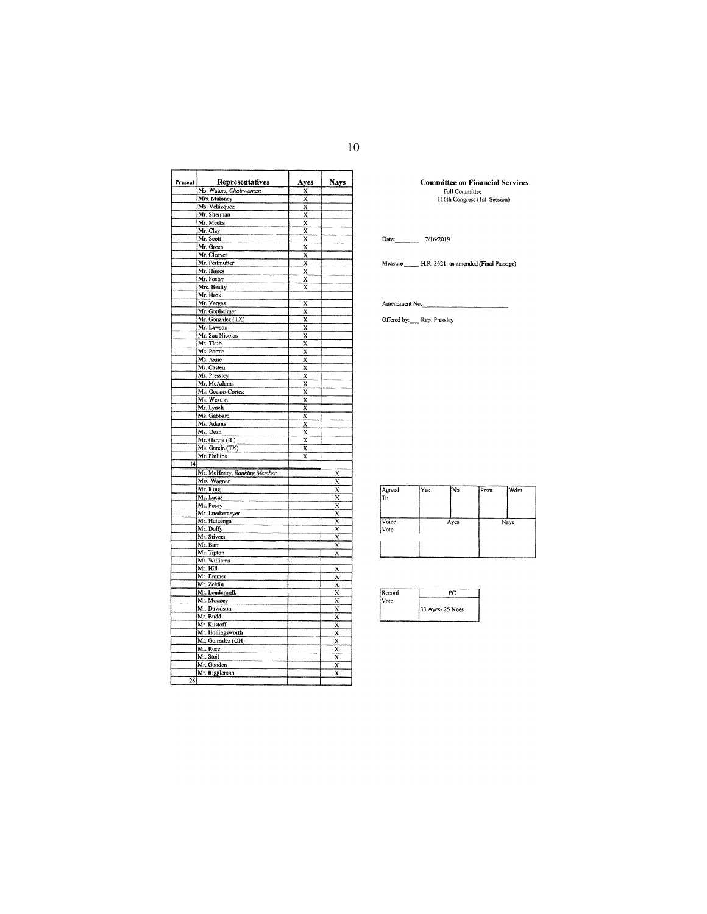| Present | Representatives | Ayes | Nays |
|---|---|---|---|
| | Ms. Waters, *Chairwoman* | X | |
| | Mrs. Maloney | X | |
| | Ms. Velázquez | X | |
| | Mr. Sherman | X | |
| | Mr. Meeks | X | |
| | Mr. Clay | X | |
| | Mr. Scott | X | |
| | Mr. Green | X | |
| | Mr. Cleaver | X | |
| | Mr. Perlmutter | X | |
| | Mr. Himes | X | |
| | Mr. Foster | X | |
| | Mrs. Beatty | X | |
| | Mr. Heck | | |
| | Mr. Vargas | X | |
| | Mr. Gottheimer | X | |
| | Mr. Gonzalez (TX) | X | |
| | Mr. Lawson | X | |
| | Mr. San Nicolas | X | |
| | Ms. Tlaib | X | |
| | Ms. Porter | X | |
| | Ms. Axne | X | |
| | Mr. Casten | X | |
| | Ms. Pressley | X | |
| | Mr. McAdams | X | |
| | Ms. Ocasio-Cortez | X | |
| | Ms. Wexton | X | |
| | Mr. Lynch | X | |
| | Ms. Gabbard | X | |
| | Ms. Adams | X | |
| | Ms. Dean | X | |
| | Mr. Garcia (IL) | X | |
| | Ms. Garcia (TX) | X | |
| | Mr. Phillips | X | |
| 34 | | | |
| | Mr. McHenry, *Ranking Member* | | X |
| | Mrs. Wagner | | X |
| | Mr. King | | X |
| | Mr. Lucas | | X |
| | Mr. Posey | | X |
| | Mr. Luetkemeyer | | X |
| | Mr. Huizenga | | X |
| | Mr. Duffy | | X |
| | Mr. Stivers | | X |
| | Mr. Barr | | X |
| | Mr. Tipton | | X |
| | Mr. Williams | | |
| | Mr. Hill | | X |
| | Mr. Emmer | | X |
| | Mr. Zeldin | | X |
| | Mr. Loudermilk | | X |
| | Mr. Mooney | | X |
| | Mr. Davidson | | X |
| | Mr. Budd | | X |
| | Mr. Kustoff | | X |
| | Mr. Hollingsworth | | X |
| | Mr. Gonzalez (OH) | | X |
| | Mr. Rose | | X |
| | Mr. Steil | | X |
| | Mr. Gooden | | X |
| | Mr. Riggleman | | X |
| 26 | | | |

**Committee on Financial Services**
Full Committee
116th Congress (1st Session)

Date: 7/16/2019

Measure H.R. 3621, as amended (Final Passage)

Amendment No. ______

Offered by: Rep. Pressley

| Agreed To | Yes | No | Prsnt | Wdrn |
|---|---|---|---|---|
| | | | | |
| Voice Vote | Ayes | | Nays | |
| | | | | |

| Record Vote | FC |
|---|---|
| | 33 Ayes- 25 Noes |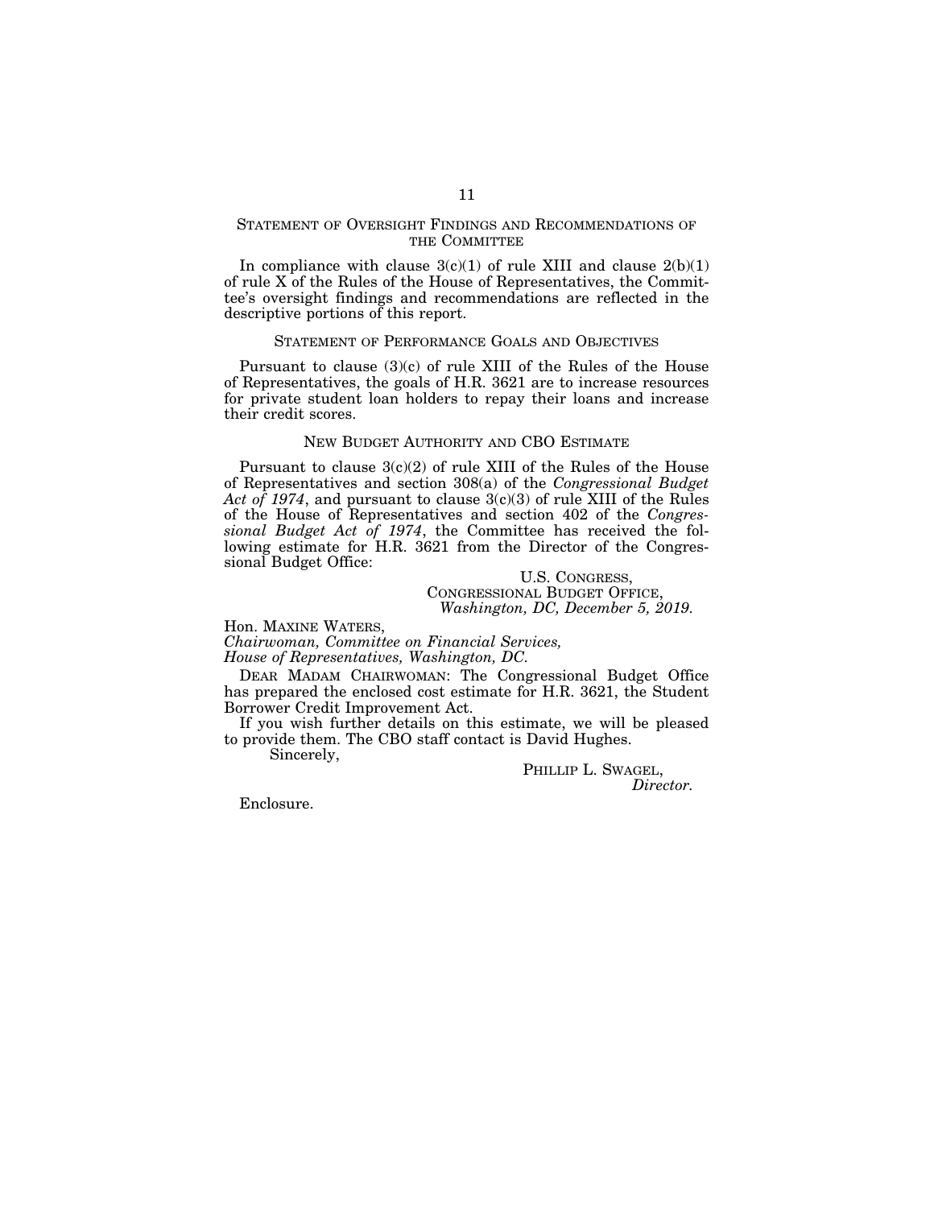## Statement of Oversight Findings and Recommendations of the Committee

In compliance with clause 3(c)(1) of rule XIII and clause 2(b)(1) of rule X of the Rules of the House of Representatives, the Committee's oversight findings and recommendations are reflected in the descriptive portions of this report.

## Statement of Performance Goals and Objectives

Pursuant to clause (3)(c) of rule XIII of the Rules of the House of Representatives, the goals of H.R. 3621 are to increase resources for private student loan holders to repay their loans and increase their credit scores.

## New Budget Authority and CBO Estimate

Pursuant to clause 3(c)(2) of rule XIII of the Rules of the House of Representatives and section 308(a) of the *Congressional Budget Act of 1974*, and pursuant to clause 3(c)(3) of rule XIII of the Rules of the House of Representatives and section 402 of the *Congressional Budget Act of 1974*, the Committee has received the following estimate for H.R. 3621 from the Director of the Congressional Budget Office:

U.S. Congress,
Congressional Budget Office,
*Washington, DC, December 5, 2019.*

Hon. Maxine Waters,
*Chairwoman, Committee on Financial Services,*
*House of Representatives, Washington, DC.*

Dear Madam Chairwoman: The Congressional Budget Office has prepared the enclosed cost estimate for H.R. 3621, the Student Borrower Credit Improvement Act.

If you wish further details on this estimate, we will be pleased to provide them. The CBO staff contact is David Hughes.

Sincerely,

Phillip L. Swagel,
*Director.*

Enclosure.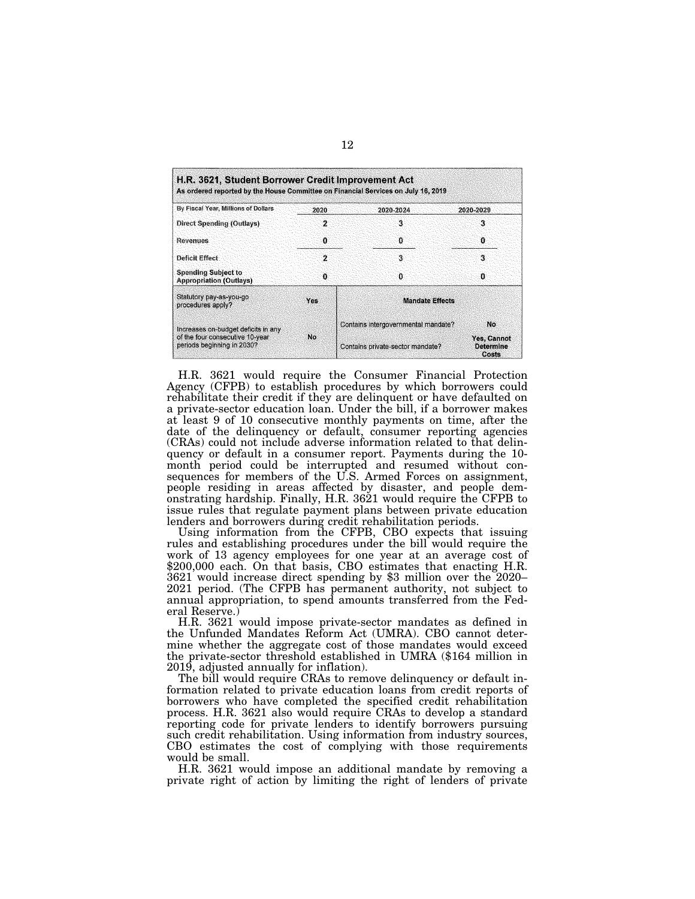| **H.R. 3621, Student Borrower Credit Improvement Act**<br>As ordered reported by the House Committee on Financial Services on July 16, 2019 | | | |
|---|---|---|---|
| By Fiscal Year, Millions of Dollars | 2020 | 2020-2024 | 2020-2029 |
| Direct Spending (Outlays) | 2 | 3 | 3 |
| Revenues | 0 | 0 | 0 |
| Deficit Effect | 2 | 3 | 3 |
| Spending Subject to Appropriation (Outlays) | 0 | 0 | 0 |
| Statutory pay-as-you-go procedures apply? | Yes | **Mandate Effects** | |
| Increases on-budget deficits in any of the four consecutive 10-year periods beginning in 2030? | No | Contains intergovernmental mandate? | No |
| | | Contains private-sector mandate? | Yes, Cannot Determine Costs |

H.R. 3621 would require the Consumer Financial Protection Agency (CFPB) to establish procedures by which borrowers could rehabilitate their credit if they are delinquent or have defaulted on a private-sector education loan. Under the bill, if a borrower makes at least 9 of 10 consecutive monthly payments on time, after the date of the delinquency or default, consumer reporting agencies (CRAs) could not include adverse information related to that delinquency or default in a consumer report. Payments during the 10-month period could be interrupted and resumed without consequences for members of the U.S. Armed Forces on assignment, people residing in areas affected by disaster, and people demonstrating hardship. Finally, H.R. 3621 would require the CFPB to issue rules that regulate payment plans between private education lenders and borrowers during credit rehabilitation periods.

Using information from the CFPB, CBO expects that issuing rules and establishing procedures under the bill would require the work of 13 agency employees for one year at an average cost of $200,000 each. On that basis, CBO estimates that enacting H.R. 3621 would increase direct spending by $3 million over the 2020–2021 period. (The CFPB has permanent authority, not subject to annual appropriation, to spend amounts transferred from the Federal Reserve.)

H.R. 3621 would impose private-sector mandates as defined in the Unfunded Mandates Reform Act (UMRA). CBO cannot determine whether the aggregate cost of those mandates would exceed the private-sector threshold established in UMRA ($164 million in 2019, adjusted annually for inflation).

The bill would require CRAs to remove delinquency or default information related to private education loans from credit reports of borrowers who have completed the specified credit rehabilitation process. H.R. 3621 also would require CRAs to develop a standard reporting code for private lenders to identify borrowers pursuing such credit rehabilitation. Using information from industry sources, CBO estimates the cost of complying with those requirements would be small.

H.R. 3621 would impose an additional mandate by removing a private right of action by limiting the right of lenders of private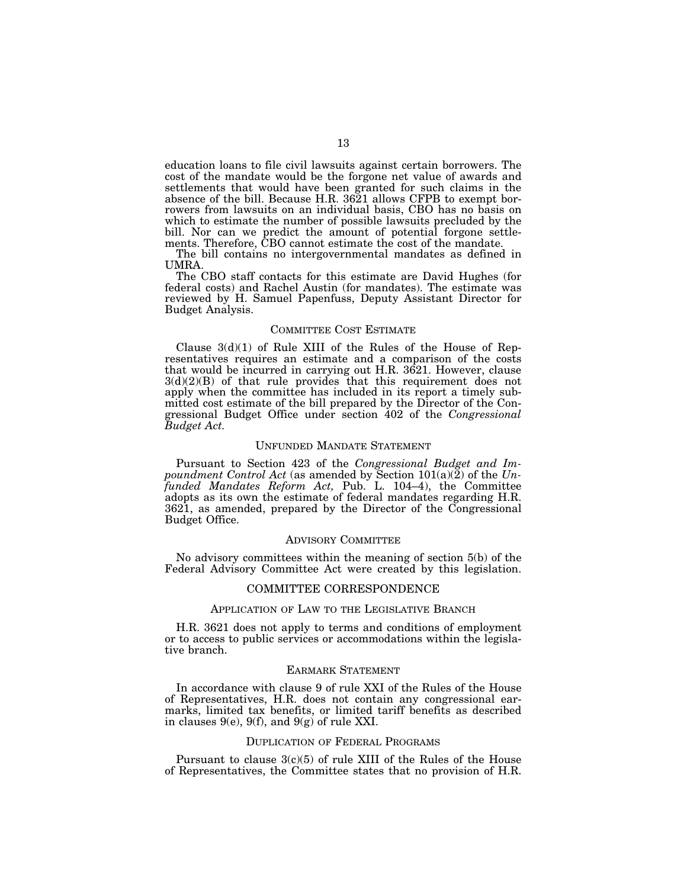education loans to file civil lawsuits against certain borrowers. The cost of the mandate would be the forgone net value of awards and settlements that would have been granted for such claims in the absence of the bill. Because H.R. 3621 allows CFPB to exempt borrowers from lawsuits on an individual basis, CBO has no basis on which to estimate the number of possible lawsuits precluded by the bill. Nor can we predict the amount of potential forgone settlements. Therefore, CBO cannot estimate the cost of the mandate.

The bill contains no intergovernmental mandates as defined in UMRA.

The CBO staff contacts for this estimate are David Hughes (for federal costs) and Rachel Austin (for mandates). The estimate was reviewed by H. Samuel Papenfuss, Deputy Assistant Director for Budget Analysis.

### COMMITTEE COST ESTIMATE

Clause 3(d)(1) of Rule XIII of the Rules of the House of Representatives requires an estimate and a comparison of the costs that would be incurred in carrying out H.R. 3621. However, clause 3(d)(2)(B) of that rule provides that this requirement does not apply when the committee has included in its report a timely submitted cost estimate of the bill prepared by the Director of the Congressional Budget Office under section 402 of the *Congressional Budget Act.*

### UNFUNDED MANDATE STATEMENT

Pursuant to Section 423 of the *Congressional Budget and Impoundment Control Act* (as amended by Section 101(a)(2) of the *Unfunded Mandates Reform Act,* Pub. L. 104–4), the Committee adopts as its own the estimate of federal mandates regarding H.R. 3621, as amended, prepared by the Director of the Congressional Budget Office.

### ADVISORY COMMITTEE

No advisory committees within the meaning of section 5(b) of the Federal Advisory Committee Act were created by this legislation.

## COMMITTEE CORRESPONDENCE

### APPLICATION OF LAW TO THE LEGISLATIVE BRANCH

H.R. 3621 does not apply to terms and conditions of employment or to access to public services or accommodations within the legislative branch.

### EARMARK STATEMENT

In accordance with clause 9 of rule XXI of the Rules of the House of Representatives, H.R. does not contain any congressional earmarks, limited tax benefits, or limited tariff benefits as described in clauses 9(e), 9(f), and 9(g) of rule XXI.

### DUPLICATION OF FEDERAL PROGRAMS

Pursuant to clause 3(c)(5) of rule XIII of the Rules of the House of Representatives, the Committee states that no provision of H.R.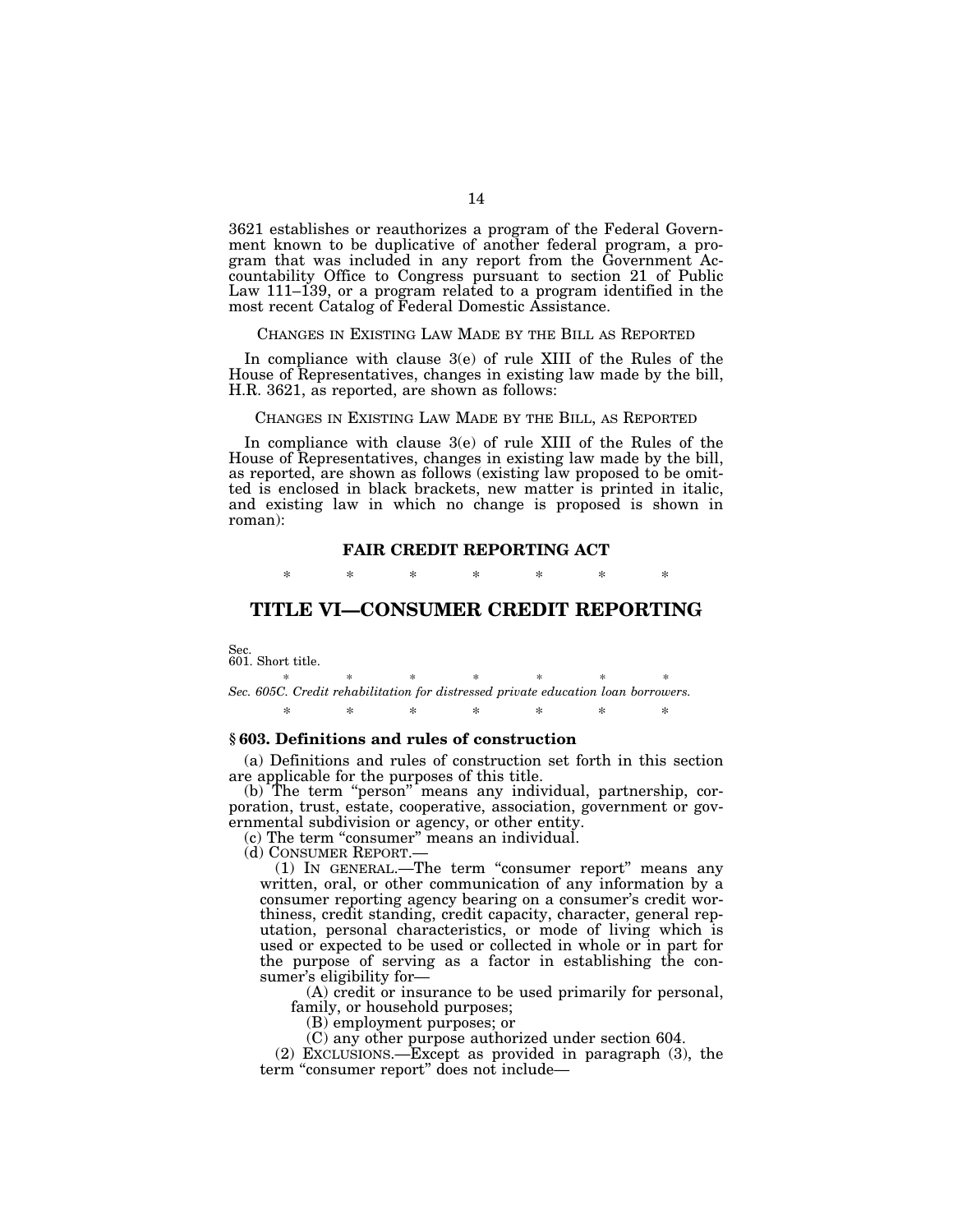3621 establishes or reauthorizes a program of the Federal Government known to be duplicative of another federal program, a program that was included in any report from the Government Accountability Office to Congress pursuant to section 21 of Public Law 111–139, or a program related to a program identified in the most recent Catalog of Federal Domestic Assistance.

CHANGES IN EXISTING LAW MADE BY THE BILL AS REPORTED

In compliance with clause 3(e) of rule XIII of the Rules of the House of Representatives, changes in existing law made by the bill, H.R. 3621, as reported, are shown as follows:

CHANGES IN EXISTING LAW MADE BY THE BILL, AS REPORTED

In compliance with clause 3(e) of rule XIII of the Rules of the House of Representatives, changes in existing law made by the bill, as reported, are shown as follows (existing law proposed to be omitted is enclosed in black brackets, new matter is printed in italic, and existing law in which no change is proposed is shown in roman):

**FAIR CREDIT REPORTING ACT**

\* \* \* \* \* \* \*

## TITLE VI—CONSUMER CREDIT REPORTING

Sec.
601. Short title.

\* \* \* \* \* \* \*

*Sec. 605C. Credit rehabilitation for distressed private education loan borrowers.*

\* \* \* \* \* \* \*

### § 603. Definitions and rules of construction

(a) Definitions and rules of construction set forth in this section are applicable for the purposes of this title.

(b) The term "person" means any individual, partnership, corporation, trust, estate, cooperative, association, government or governmental subdivision or agency, or other entity.

(c) The term "consumer" means an individual.

(d) CONSUMER REPORT.—

(1) IN GENERAL.—The term "consumer report" means any written, oral, or other communication of any information by a consumer reporting agency bearing on a consumer's credit worthiness, credit standing, credit capacity, character, general reputation, personal characteristics, or mode of living which is used or expected to be used or collected in whole or in part for the purpose of serving as a factor in establishing the consumer's eligibility for—

(A) credit or insurance to be used primarily for personal, family, or household purposes;

(B) employment purposes; or

(C) any other purpose authorized under section 604.

(2) EXCLUSIONS.—Except as provided in paragraph (3), the term "consumer report" does not include—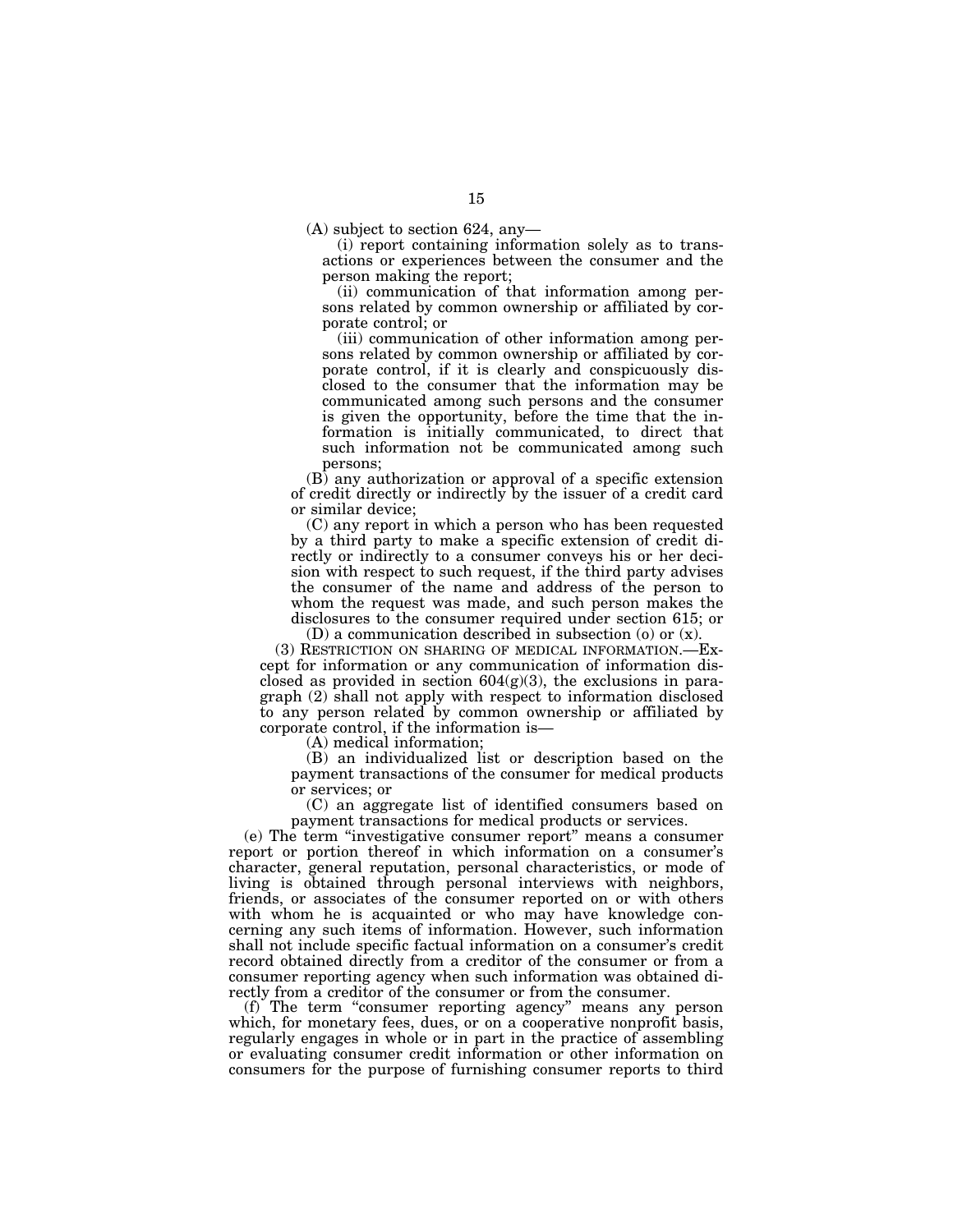(A) subject to section 624, any—

(i) report containing information solely as to transactions or experiences between the consumer and the person making the report;

(ii) communication of that information among persons related by common ownership or affiliated by corporate control; or

(iii) communication of other information among persons related by common ownership or affiliated by corporate control, if it is clearly and conspicuously disclosed to the consumer that the information may be communicated among such persons and the consumer is given the opportunity, before the time that the information is initially communicated, to direct that such information not be communicated among such persons;

(B) any authorization or approval of a specific extension of credit directly or indirectly by the issuer of a credit card or similar device;

(C) any report in which a person who has been requested by a third party to make a specific extension of credit directly or indirectly to a consumer conveys his or her decision with respect to such request, if the third party advises the consumer of the name and address of the person to whom the request was made, and such person makes the disclosures to the consumer required under section 615; or

(D) a communication described in subsection (o) or (x).

(3) RESTRICTION ON SHARING OF MEDICAL INFORMATION.—Except for information or any communication of information disclosed as provided in section 604(g)(3), the exclusions in paragraph (2) shall not apply with respect to information disclosed to any person related by common ownership or affiliated by corporate control, if the information is—

(A) medical information;

(B) an individualized list or description based on the payment transactions of the consumer for medical products or services; or

(C) an aggregate list of identified consumers based on payment transactions for medical products or services.

(e) The term "investigative consumer report" means a consumer report or portion thereof in which information on a consumer's character, general reputation, personal characteristics, or mode of living is obtained through personal interviews with neighbors, friends, or associates of the consumer reported on or with others with whom he is acquainted or who may have knowledge concerning any such items of information. However, such information shall not include specific factual information on a consumer's credit record obtained directly from a creditor of the consumer or from a consumer reporting agency when such information was obtained directly from a creditor of the consumer or from the consumer.

(f) The term "consumer reporting agency" means any person which, for monetary fees, dues, or on a cooperative nonprofit basis, regularly engages in whole or in part in the practice of assembling or evaluating consumer credit information or other information on consumers for the purpose of furnishing consumer reports to third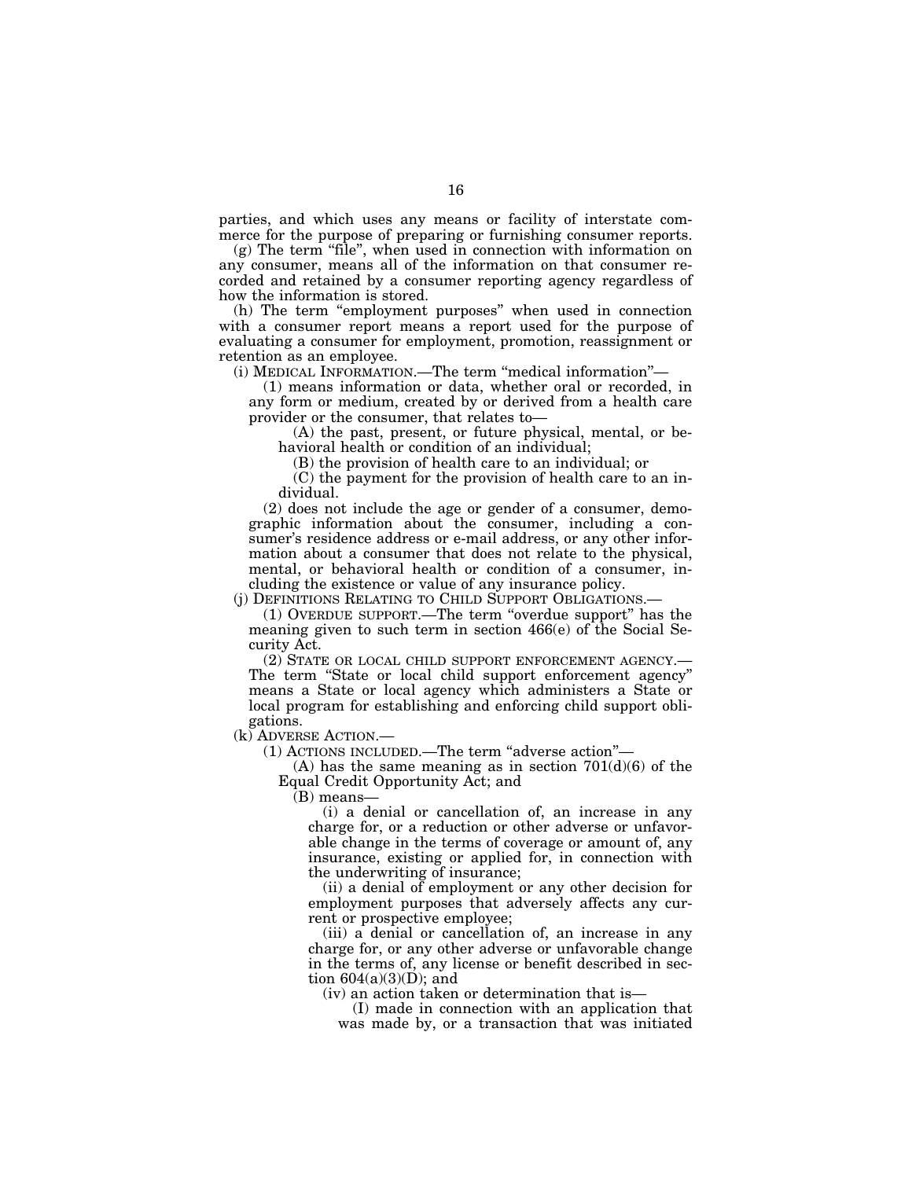parties, and which uses any means or facility of interstate commerce for the purpose of preparing or furnishing consumer reports.

(g) The term "file", when used in connection with information on any consumer, means all of the information on that consumer recorded and retained by a consumer reporting agency regardless of how the information is stored.

(h) The term "employment purposes" when used in connection with a consumer report means a report used for the purpose of evaluating a consumer for employment, promotion, reassignment or retention as an employee.

(i) MEDICAL INFORMATION.—The term "medical information"—

(1) means information or data, whether oral or recorded, in any form or medium, created by or derived from a health care provider or the consumer, that relates to—

(A) the past, present, or future physical, mental, or behavioral health or condition of an individual;

(B) the provision of health care to an individual; or

(C) the payment for the provision of health care to an individual.

(2) does not include the age or gender of a consumer, demographic information about the consumer, including a consumer's residence address or e-mail address, or any other information about a consumer that does not relate to the physical, mental, or behavioral health or condition of a consumer, including the existence or value of any insurance policy.

(j) DEFINITIONS RELATING TO CHILD SUPPORT OBLIGATIONS.—

(1) OVERDUE SUPPORT.—The term "overdue support" has the meaning given to such term in section 466(e) of the Social Security Act.

(2) STATE OR LOCAL CHILD SUPPORT ENFORCEMENT AGENCY.— The term "State or local child support enforcement agency" means a State or local agency which administers a State or local program for establishing and enforcing child support obligations.

(k) ADVERSE ACTION.—

(1) ACTIONS INCLUDED.—The term "adverse action"—

(A) has the same meaning as in section 701(d)(6) of the Equal Credit Opportunity Act; and

(B) means—

(i) a denial or cancellation of, an increase in any charge for, or a reduction or other adverse or unfavorable change in the terms of coverage or amount of, any insurance, existing or applied for, in connection with the underwriting of insurance;

(ii) a denial of employment or any other decision for employment purposes that adversely affects any current or prospective employee;

(iii) a denial or cancellation of, an increase in any charge for, or any other adverse or unfavorable change in the terms of, any license or benefit described in section 604(a)(3)(D); and

(iv) an action taken or determination that is—

(I) made in connection with an application that was made by, or a transaction that was initiated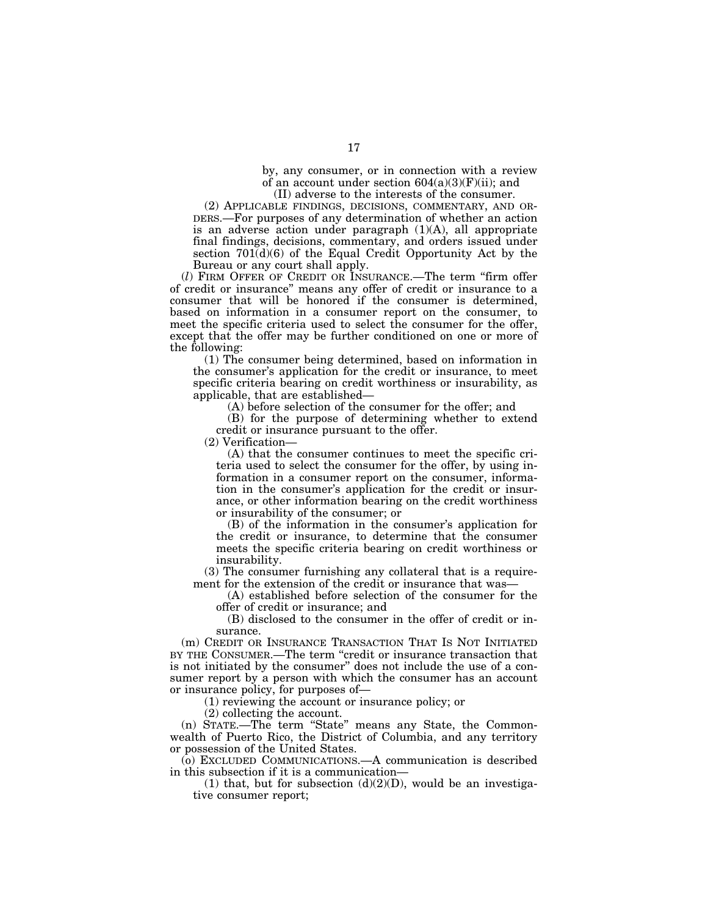by, any consumer, or in connection with a review of an account under section 604(a)(3)(F)(ii); and

(II) adverse to the interests of the consumer.

(2) APPLICABLE FINDINGS, DECISIONS, COMMENTARY, AND ORDERS.—For purposes of any determination of whether an action is an adverse action under paragraph (1)(A), all appropriate final findings, decisions, commentary, and orders issued under section 701(d)(6) of the Equal Credit Opportunity Act by the Bureau or any court shall apply.

(*l*) FIRM OFFER OF CREDIT OR INSURANCE.—The term "firm offer of credit or insurance" means any offer of credit or insurance to a consumer that will be honored if the consumer is determined, based on information in a consumer report on the consumer, to meet the specific criteria used to select the consumer for the offer, except that the offer may be further conditioned on one or more of the following:

(1) The consumer being determined, based on information in the consumer's application for the credit or insurance, to meet specific criteria bearing on credit worthiness or insurability, as applicable, that are established—

(A) before selection of the consumer for the offer; and

(B) for the purpose of determining whether to extend credit or insurance pursuant to the offer.

(2) Verification—

(A) that the consumer continues to meet the specific criteria used to select the consumer for the offer, by using information in a consumer report on the consumer, information in the consumer's application for the credit or insurance, or other information bearing on the credit worthiness or insurability of the consumer; or

(B) of the information in the consumer's application for the credit or insurance, to determine that the consumer meets the specific criteria bearing on credit worthiness or insurability.

(3) The consumer furnishing any collateral that is a requirement for the extension of the credit or insurance that was—

(A) established before selection of the consumer for the offer of credit or insurance; and

(B) disclosed to the consumer in the offer of credit or insurance.

(m) CREDIT OR INSURANCE TRANSACTION THAT IS NOT INITIATED BY THE CONSUMER.—The term "credit or insurance transaction that is not initiated by the consumer" does not include the use of a consumer report by a person with which the consumer has an account or insurance policy, for purposes of—

(1) reviewing the account or insurance policy; or

(2) collecting the account.

(n) STATE.—The term "State" means any State, the Commonwealth of Puerto Rico, the District of Columbia, and any territory or possession of the United States.

(o) EXCLUDED COMMUNICATIONS.—A communication is described in this subsection if it is a communication—

(1) that, but for subsection (d)(2)(D), would be an investigative consumer report;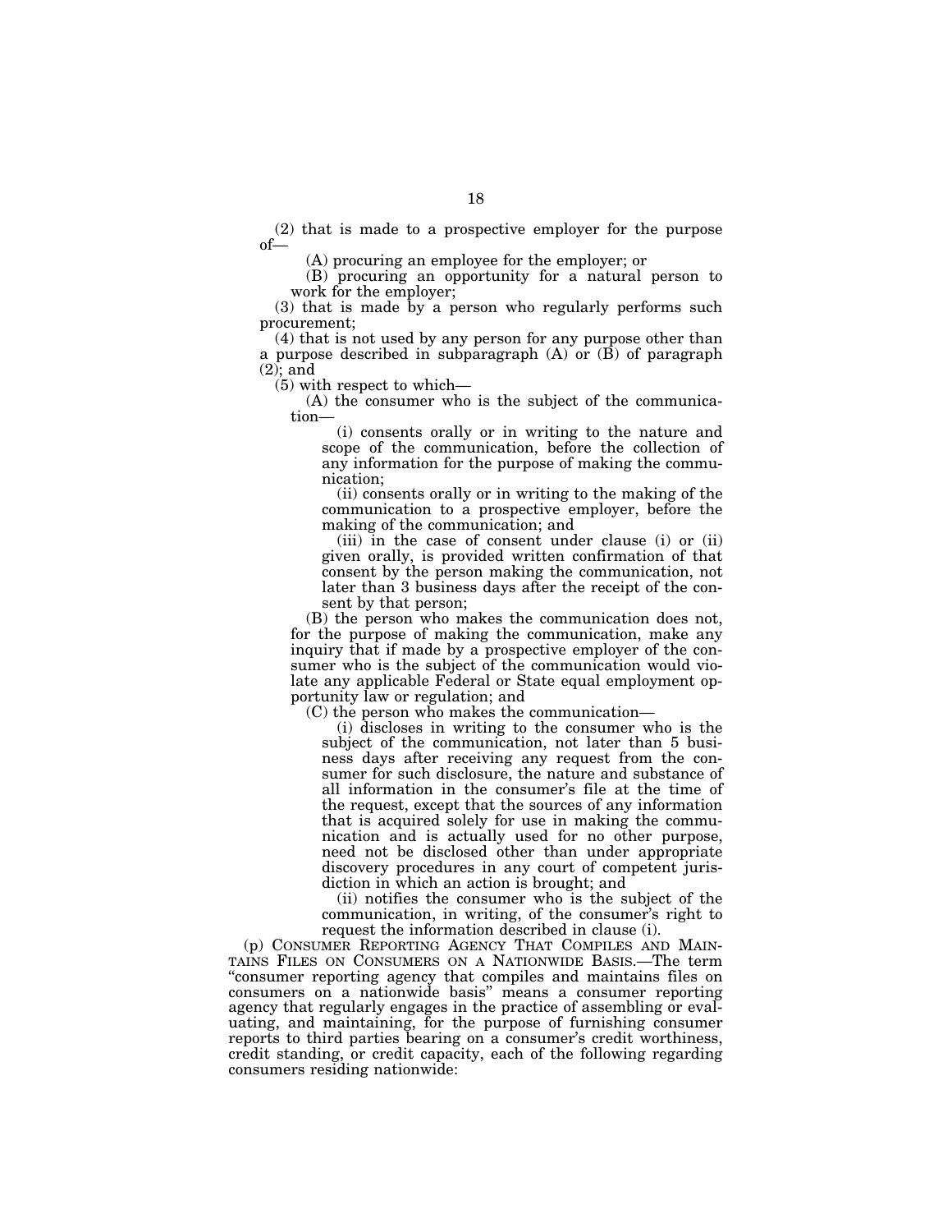(2) that is made to a prospective employer for the purpose of—

(A) procuring an employee for the employer; or

(B) procuring an opportunity for a natural person to work for the employer;

(3) that is made by a person who regularly performs such procurement;

(4) that is not used by any person for any purpose other than a purpose described in subparagraph (A) or (B) of paragraph (2); and

(5) with respect to which—

(A) the consumer who is the subject of the communication—

(i) consents orally or in writing to the nature and scope of the communication, before the collection of any information for the purpose of making the communication;

(ii) consents orally or in writing to the making of the communication to a prospective employer, before the making of the communication; and

(iii) in the case of consent under clause (i) or (ii) given orally, is provided written confirmation of that consent by the person making the communication, not later than 3 business days after the receipt of the consent by that person;

(B) the person who makes the communication does not, for the purpose of making the communication, make any inquiry that if made by a prospective employer of the consumer who is the subject of the communication would violate any applicable Federal or State equal employment opportunity law or regulation; and

(C) the person who makes the communication—

(i) discloses in writing to the consumer who is the subject of the communication, not later than 5 business days after receiving any request from the consumer for such disclosure, the nature and substance of all information in the consumer's file at the time of the request, except that the sources of any information that is acquired solely for use in making the communication and is actually used for no other purpose, need not be disclosed other than under appropriate discovery procedures in any court of competent jurisdiction in which an action is brought; and

(ii) notifies the consumer who is the subject of the communication, in writing, of the consumer's right to request the information described in clause (i).

(p) CONSUMER REPORTING AGENCY THAT COMPILES AND MAINTAINS FILES ON CONSUMERS ON A NATIONWIDE BASIS.—The term "consumer reporting agency that compiles and maintains files on consumers on a nationwide basis" means a consumer reporting agency that regularly engages in the practice of assembling or evaluating, and maintaining, for the purpose of furnishing consumer reports to third parties bearing on a consumer's credit worthiness, credit standing, or credit capacity, each of the following regarding consumers residing nationwide: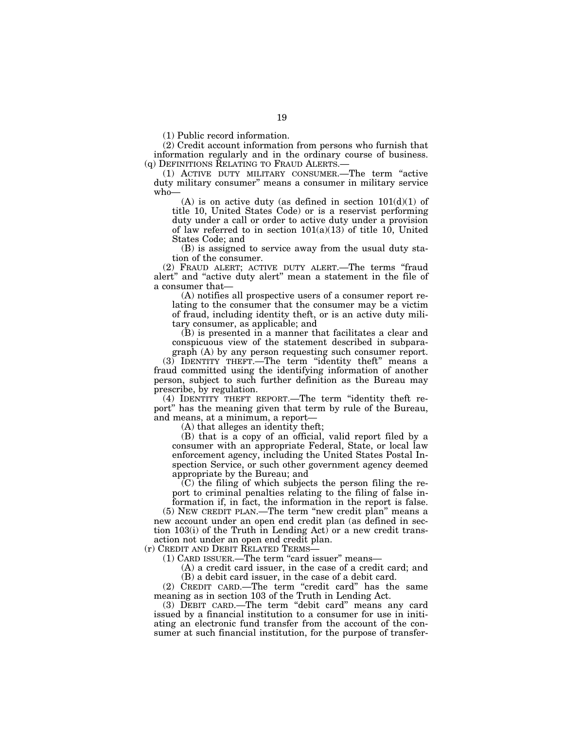(1) Public record information.

(2) Credit account information from persons who furnish that information regularly and in the ordinary course of business.

(q) DEFINITIONS RELATING TO FRAUD ALERTS.—

(1) ACTIVE DUTY MILITARY CONSUMER.—The term "active duty military consumer" means a consumer in military service who—

(A) is on active duty (as defined in section 101(d)(1) of title 10, United States Code) or is a reservist performing duty under a call or order to active duty under a provision of law referred to in section 101(a)(13) of title 10, United States Code; and

(B) is assigned to service away from the usual duty station of the consumer.

(2) FRAUD ALERT; ACTIVE DUTY ALERT.—The terms "fraud alert" and "active duty alert" mean a statement in the file of a consumer that—

(A) notifies all prospective users of a consumer report relating to the consumer that the consumer may be a victim of fraud, including identity theft, or is an active duty military consumer, as applicable; and

(B) is presented in a manner that facilitates a clear and conspicuous view of the statement described in subparagraph (A) by any person requesting such consumer report.

(3) IDENTITY THEFT.—The term "identity theft" means a fraud committed using the identifying information of another person, subject to such further definition as the Bureau may prescribe, by regulation.

(4) IDENTITY THEFT REPORT.—The term "identity theft report" has the meaning given that term by rule of the Bureau, and means, at a minimum, a report—

(A) that alleges an identity theft;

(B) that is a copy of an official, valid report filed by a consumer with an appropriate Federal, State, or local law enforcement agency, including the United States Postal Inspection Service, or such other government agency deemed appropriate by the Bureau; and

(C) the filing of which subjects the person filing the report to criminal penalties relating to the filing of false information if, in fact, the information in the report is false.

(5) NEW CREDIT PLAN.—The term "new credit plan" means a new account under an open end credit plan (as defined in section 103(i) of the Truth in Lending Act) or a new credit transaction not under an open end credit plan.

(r) CREDIT AND DEBIT RELATED TERMS—

(1) CARD ISSUER.—The term "card issuer" means—

(A) a credit card issuer, in the case of a credit card; and

(B) a debit card issuer, in the case of a debit card.

(2) CREDIT CARD.—The term "credit card" has the same meaning as in section 103 of the Truth in Lending Act.

(3) DEBIT CARD.—The term "debit card" means any card issued by a financial institution to a consumer for use in initiating an electronic fund transfer from the account of the consumer at such financial institution, for the purpose of transfer-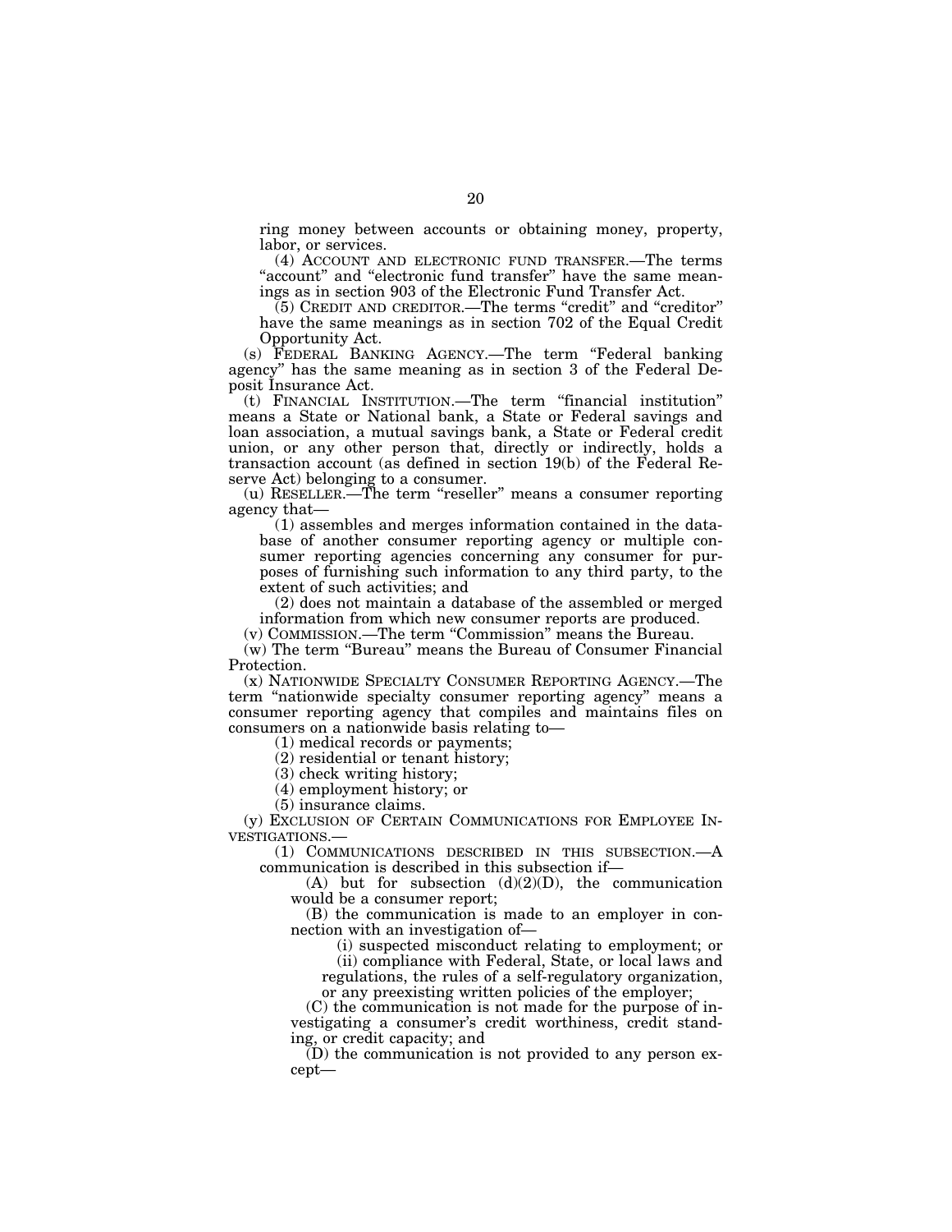ring money between accounts or obtaining money, property, labor, or services.

(4) ACCOUNT AND ELECTRONIC FUND TRANSFER.—The terms "account" and "electronic fund transfer" have the same meanings as in section 903 of the Electronic Fund Transfer Act.

(5) CREDIT AND CREDITOR.—The terms "credit" and "creditor" have the same meanings as in section 702 of the Equal Credit Opportunity Act.

(s) FEDERAL BANKING AGENCY.—The term "Federal banking agency" has the same meaning as in section 3 of the Federal Deposit Insurance Act.

(t) FINANCIAL INSTITUTION.—The term "financial institution" means a State or National bank, a State or Federal savings and loan association, a mutual savings bank, a State or Federal credit union, or any other person that, directly or indirectly, holds a transaction account (as defined in section 19(b) of the Federal Reserve Act) belonging to a consumer.

(u) RESELLER.—The term "reseller" means a consumer reporting agency that—

(1) assembles and merges information contained in the database of another consumer reporting agency or multiple consumer reporting agencies concerning any consumer for purposes of furnishing such information to any third party, to the extent of such activities; and

(2) does not maintain a database of the assembled or merged information from which new consumer reports are produced.

(v) COMMISSION.—The term "Commission" means the Bureau.

(w) The term "Bureau" means the Bureau of Consumer Financial Protection.

(x) NATIONWIDE SPECIALTY CONSUMER REPORTING AGENCY.—The term "nationwide specialty consumer reporting agency" means a consumer reporting agency that compiles and maintains files on consumers on a nationwide basis relating to—

(1) medical records or payments;

(2) residential or tenant history;

(3) check writing history;

(4) employment history; or

(5) insurance claims.

(y) EXCLUSION OF CERTAIN COMMUNICATIONS FOR EMPLOYEE INVESTIGATIONS.—

(1) COMMUNICATIONS DESCRIBED IN THIS SUBSECTION.—A communication is described in this subsection if—

(A) but for subsection (d)(2)(D), the communication would be a consumer report;

(B) the communication is made to an employer in connection with an investigation of—

(i) suspected misconduct relating to employment; or

(ii) compliance with Federal, State, or local laws and regulations, the rules of a self-regulatory organization, or any preexisting written policies of the employer;

(C) the communication is not made for the purpose of investigating a consumer's credit worthiness, credit standing, or credit capacity; and

(D) the communication is not provided to any person except—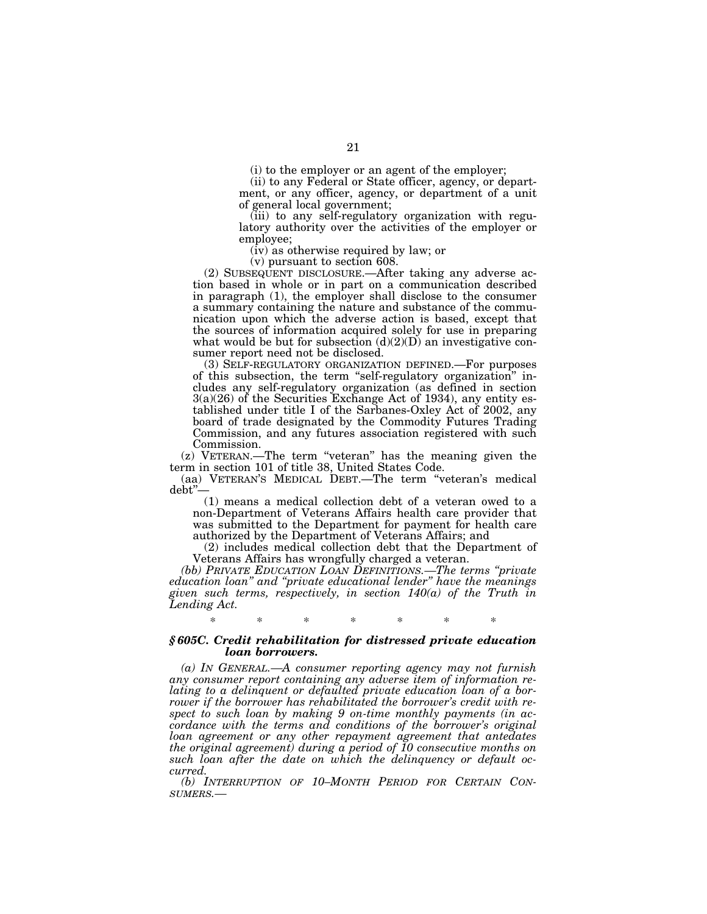(i) to the employer or an agent of the employer;

(ii) to any Federal or State officer, agency, or department, or any officer, agency, or department of a unit of general local government;

(iii) to any self-regulatory organization with regulatory authority over the activities of the employer or employee;

(iv) as otherwise required by law; or

(v) pursuant to section 608.

(2) SUBSEQUENT DISCLOSURE.—After taking any adverse action based in whole or in part on a communication described in paragraph (1), the employer shall disclose to the consumer a summary containing the nature and substance of the communication upon which the adverse action is based, except that the sources of information acquired solely for use in preparing what would be but for subsection (d)(2)(D) an investigative consumer report need not be disclosed.

(3) SELF-REGULATORY ORGANIZATION DEFINED.—For purposes of this subsection, the term "self-regulatory organization" includes any self-regulatory organization (as defined in section 3(a)(26) of the Securities Exchange Act of 1934), any entity established under title I of the Sarbanes-Oxley Act of 2002, any board of trade designated by the Commodity Futures Trading Commission, and any futures association registered with such Commission.

(z) VETERAN.—The term "veteran" has the meaning given the term in section 101 of title 38, United States Code.

(aa) VETERAN'S MEDICAL DEBT.—The term "veteran's medical debt"—

(1) means a medical collection debt of a veteran owed to a non-Department of Veterans Affairs health care provider that was submitted to the Department for payment for health care authorized by the Department of Veterans Affairs; and

(2) includes medical collection debt that the Department of Veterans Affairs has wrongfully charged a veteran.

*(bb) PRIVATE EDUCATION LOAN DEFINITIONS.—The terms "private education loan" and "private educational lender" have the meanings given such terms, respectively, in section 140(a) of the Truth in Lending Act.*

\* \* \* \* \* \* \*

### *§ 605C. Credit rehabilitation for distressed private education loan borrowers.*

*(a) IN GENERAL.—A consumer reporting agency may not furnish any consumer report containing any adverse item of information relating to a delinquent or defaulted private education loan of a borrower if the borrower has rehabilitated the borrower's credit with respect to such loan by making 9 on-time monthly payments (in accordance with the terms and conditions of the borrower's original loan agreement or any other repayment agreement that antedates the original agreement) during a period of 10 consecutive months on such loan after the date on which the delinquency or default occurred.*

*(b) INTERRUPTION OF 10–MONTH PERIOD FOR CERTAIN CONSUMERS.—*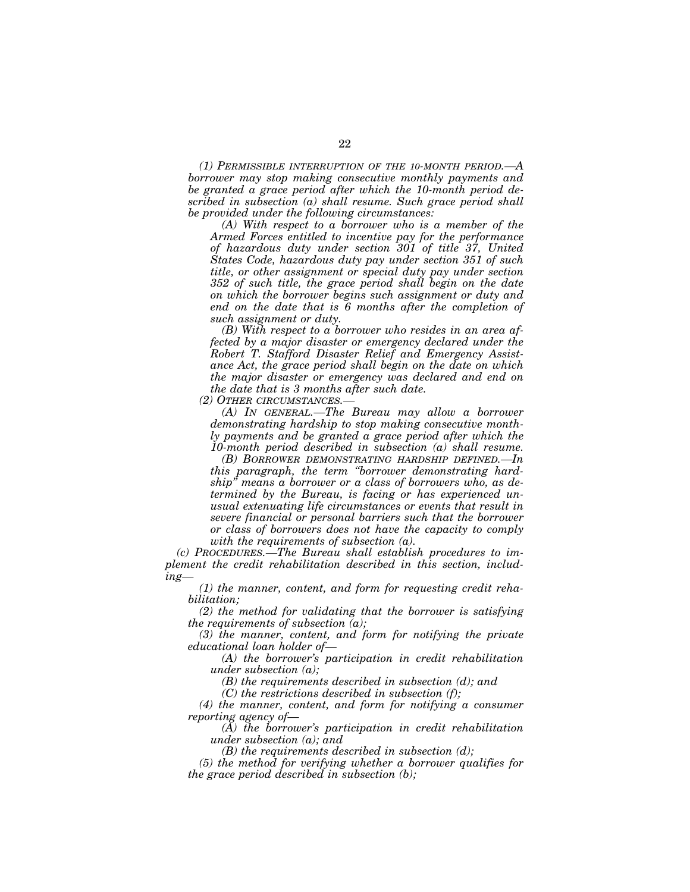*(1) PERMISSIBLE INTERRUPTION OF THE 10-MONTH PERIOD.—A borrower may stop making consecutive monthly payments and be granted a grace period after which the 10-month period described in subsection (a) shall resume. Such grace period shall be provided under the following circumstances:*

*(A) With respect to a borrower who is a member of the Armed Forces entitled to incentive pay for the performance of hazardous duty under section 301 of title 37, United States Code, hazardous duty pay under section 351 of such title, or other assignment or special duty pay under section 352 of such title, the grace period shall begin on the date on which the borrower begins such assignment or duty and end on the date that is 6 months after the completion of such assignment or duty.*

*(B) With respect to a borrower who resides in an area affected by a major disaster or emergency declared under the Robert T. Stafford Disaster Relief and Emergency Assistance Act, the grace period shall begin on the date on which the major disaster or emergency was declared and end on the date that is 3 months after such date.*

*(2) OTHER CIRCUMSTANCES.—*

*(A) IN GENERAL.—The Bureau may allow a borrower demonstrating hardship to stop making consecutive monthly payments and be granted a grace period after which the 10-month period described in subsection (a) shall resume.*

*(B) BORROWER DEMONSTRATING HARDSHIP DEFINED.—In this paragraph, the term "borrower demonstrating hardship" means a borrower or a class of borrowers who, as determined by the Bureau, is facing or has experienced unusual extenuating life circumstances or events that result in severe financial or personal barriers such that the borrower or class of borrowers does not have the capacity to comply with the requirements of subsection (a).*

*(c) PROCEDURES.—The Bureau shall establish procedures to implement the credit rehabilitation described in this section, including—*

*(1) the manner, content, and form for requesting credit rehabilitation;*

*(2) the method for validating that the borrower is satisfying the requirements of subsection (a);*

*(3) the manner, content, and form for notifying the private educational loan holder of—*

*(A) the borrower's participation in credit rehabilitation under subsection (a);*

*(B) the requirements described in subsection (d); and*

*(C) the restrictions described in subsection (f);*

*(4) the manner, content, and form for notifying a consumer reporting agency of—*

*(A) the borrower's participation in credit rehabilitation under subsection (a); and*

*(B) the requirements described in subsection (d);*

*(5) the method for verifying whether a borrower qualifies for the grace period described in subsection (b);*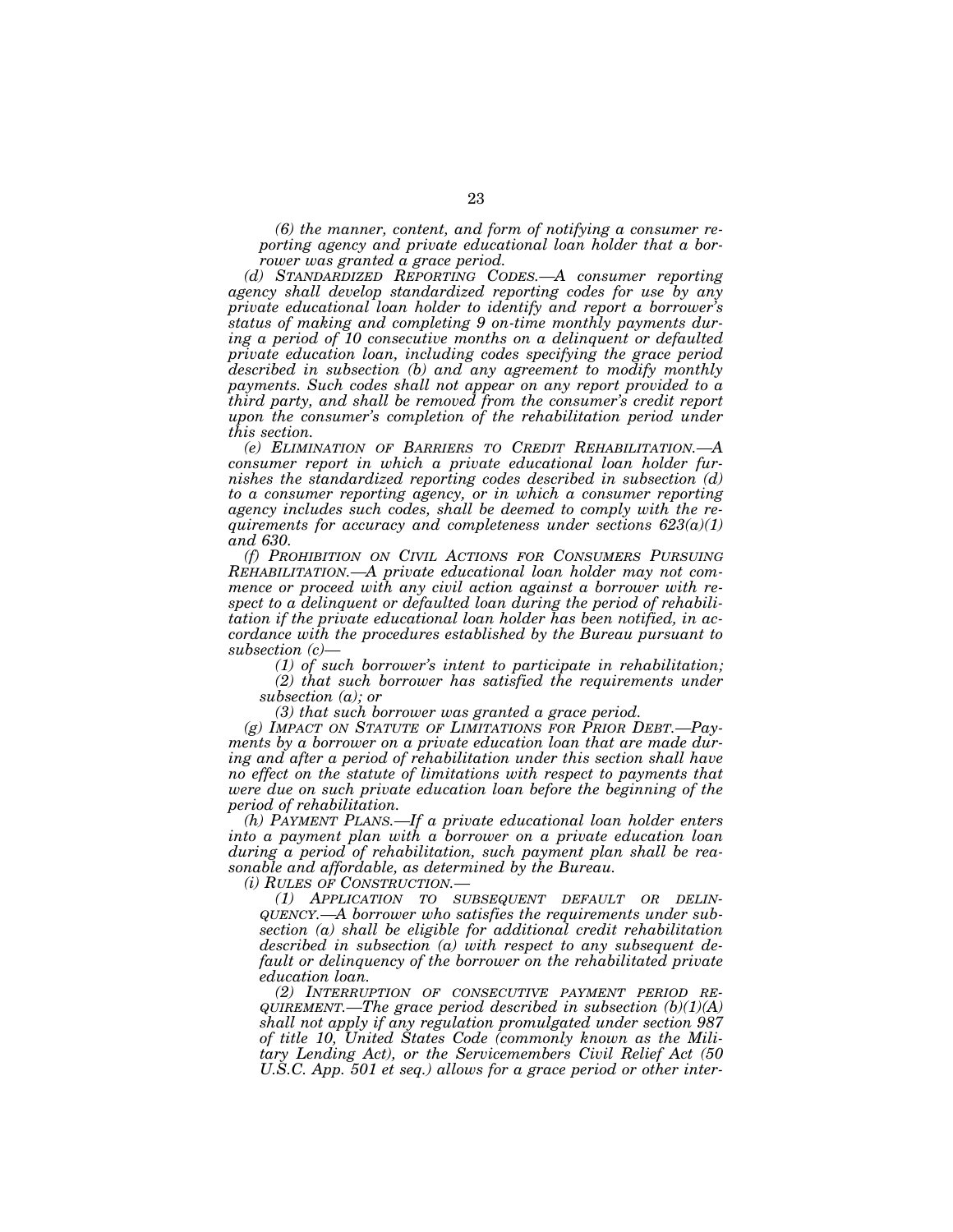*(6) the manner, content, and form of notifying a consumer reporting agency and private educational loan holder that a borrower was granted a grace period.*

*(d) STANDARDIZED REPORTING CODES.—A consumer reporting agency shall develop standardized reporting codes for use by any private educational loan holder to identify and report a borrower's status of making and completing 9 on-time monthly payments during a period of 10 consecutive months on a delinquent or defaulted private education loan, including codes specifying the grace period described in subsection (b) and any agreement to modify monthly payments. Such codes shall not appear on any report provided to a third party, and shall be removed from the consumer's credit report upon the consumer's completion of the rehabilitation period under this section.*

*(e) ELIMINATION OF BARRIERS TO CREDIT REHABILITATION.—A consumer report in which a private educational loan holder furnishes the standardized reporting codes described in subsection (d) to a consumer reporting agency, or in which a consumer reporting agency includes such codes, shall be deemed to comply with the requirements for accuracy and completeness under sections 623(a)(1) and 630.*

*(f) PROHIBITION ON CIVIL ACTIONS FOR CONSUMERS PURSUING REHABILITATION.—A private educational loan holder may not commence or proceed with any civil action against a borrower with respect to a delinquent or defaulted loan during the period of rehabilitation if the private educational loan holder has been notified, in accordance with the procedures established by the Bureau pursuant to subsection (c)—*

*(1) of such borrower's intent to participate in rehabilitation;*

*(2) that such borrower has satisfied the requirements under subsection (a); or*

*(3) that such borrower was granted a grace period.*

*(g) IMPACT ON STATUTE OF LIMITATIONS FOR PRIOR DEBT.—Payments by a borrower on a private education loan that are made during and after a period of rehabilitation under this section shall have no effect on the statute of limitations with respect to payments that were due on such private education loan before the beginning of the period of rehabilitation.*

*(h) PAYMENT PLANS.—If a private educational loan holder enters into a payment plan with a borrower on a private education loan during a period of rehabilitation, such payment plan shall be reasonable and affordable, as determined by the Bureau.*

*(i) RULES OF CONSTRUCTION.—*

*(1) APPLICATION TO SUBSEQUENT DEFAULT OR DELINQUENCY.—A borrower who satisfies the requirements under subsection (a) shall be eligible for additional credit rehabilitation described in subsection (a) with respect to any subsequent default or delinquency of the borrower on the rehabilitated private education loan.*

*(2) INTERRUPTION OF CONSECUTIVE PAYMENT PERIOD REQUIREMENT.—The grace period described in subsection (b)(1)(A) shall not apply if any regulation promulgated under section 987 of title 10, United States Code (commonly known as the Military Lending Act), or the Servicemembers Civil Relief Act (50 U.S.C. App. 501 et seq.) allows for a grace period or other inter-*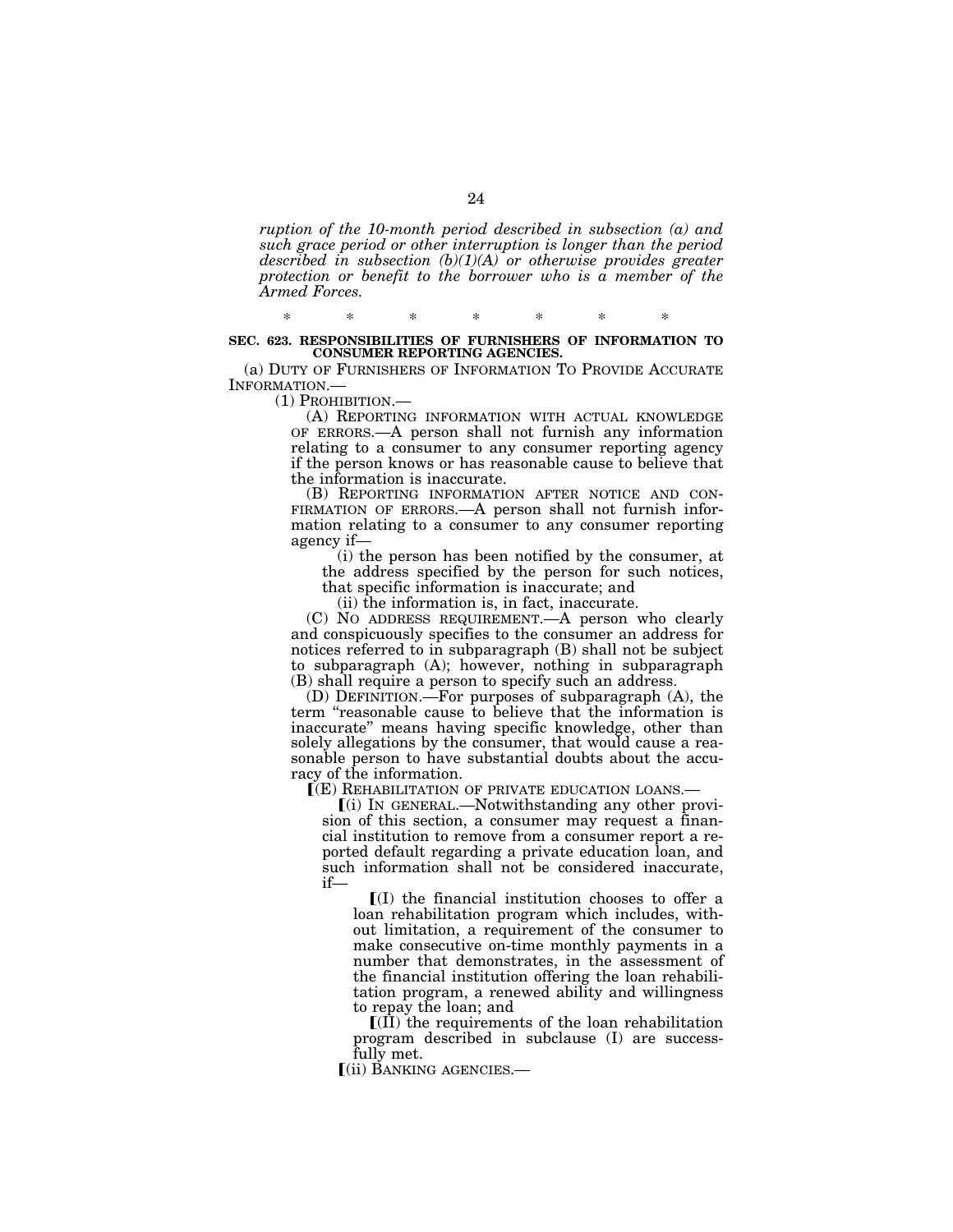*ruption of the 10-month period described in subsection (a) and such grace period or other interruption is longer than the period described in subsection (b)(1)(A) or otherwise provides greater protection or benefit to the borrower who is a member of the Armed Forces.*

\* \* \* \* \* \* \*

**SEC. 623. RESPONSIBILITIES OF FURNISHERS OF INFORMATION TO CONSUMER REPORTING AGENCIES.**

(a) DUTY OF FURNISHERS OF INFORMATION TO PROVIDE ACCURATE INFORMATION.—

(1) PROHIBITION.—

(A) REPORTING INFORMATION WITH ACTUAL KNOWLEDGE OF ERRORS.—A person shall not furnish any information relating to a consumer to any consumer reporting agency if the person knows or has reasonable cause to believe that the information is inaccurate.

(B) REPORTING INFORMATION AFTER NOTICE AND CONFIRMATION OF ERRORS.—A person shall not furnish information relating to a consumer to any consumer reporting agency if—

(i) the person has been notified by the consumer, at the address specified by the person for such notices, that specific information is inaccurate; and

(ii) the information is, in fact, inaccurate.

(C) NO ADDRESS REQUIREMENT.—A person who clearly and conspicuously specifies to the consumer an address for notices referred to in subparagraph (B) shall not be subject to subparagraph (A); however, nothing in subparagraph (B) shall require a person to specify such an address.

(D) DEFINITION.—For purposes of subparagraph (A), the term "reasonable cause to believe that the information is inaccurate" means having specific knowledge, other than solely allegations by the consumer, that would cause a reasonable person to have substantial doubts about the accuracy of the information.

⟦(E) REHABILITATION OF PRIVATE EDUCATION LOANS.—

⟦(i) IN GENERAL.—Notwithstanding any other provision of this section, a consumer may request a financial institution to remove from a consumer report a reported default regarding a private education loan, and such information shall not be considered inaccurate, if—

⟦(I) the financial institution chooses to offer a loan rehabilitation program which includes, without limitation, a requirement of the consumer to make consecutive on-time monthly payments in a number that demonstrates, in the assessment of the financial institution offering the loan rehabilitation program, a renewed ability and willingness to repay the loan; and

⟦(II) the requirements of the loan rehabilitation program described in subclause (I) are successfully met.

⟦(ii) BANKING AGENCIES.—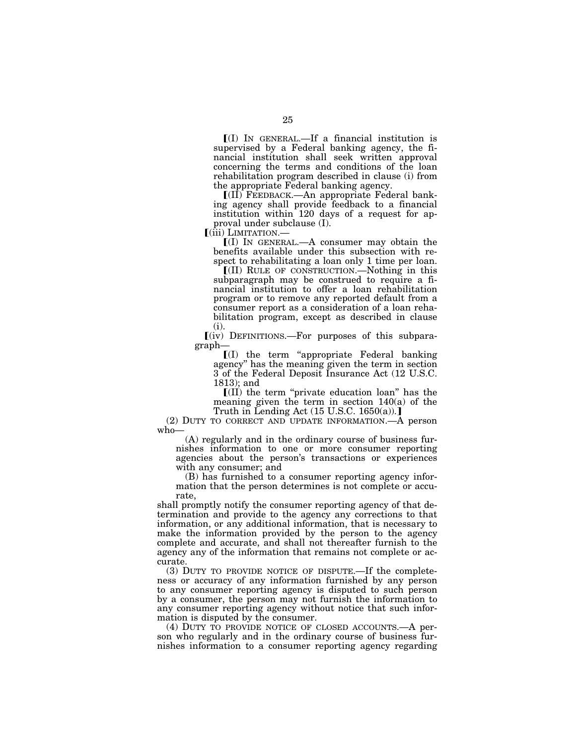⟦(I) IN GENERAL.—If a financial institution is supervised by a Federal banking agency, the financial institution shall seek written approval concerning the terms and conditions of the loan rehabilitation program described in clause (i) from the appropriate Federal banking agency.

⟦(II) FEEDBACK.—An appropriate Federal banking agency shall provide feedback to a financial institution within 120 days of a request for approval under subclause (I).

⟦(iii) LIMITATION.—

⟦(I) IN GENERAL.—A consumer may obtain the benefits available under this subsection with respect to rehabilitating a loan only 1 time per loan.

⟦(II) RULE OF CONSTRUCTION.—Nothing in this subparagraph may be construed to require a financial institution to offer a loan rehabilitation program or to remove any reported default from a consumer report as a consideration of a loan rehabilitation program, except as described in clause (i).

⟦(iv) DEFINITIONS.—For purposes of this subparagraph—

⟦(I) the term "appropriate Federal banking agency" has the meaning given the term in section 3 of the Federal Deposit Insurance Act (12 U.S.C. 1813); and

⟦(II) the term "private education loan" has the meaning given the term in section 140(a) of the Truth in Lending Act (15 U.S.C. 1650(a)).⟧

(2) DUTY TO CORRECT AND UPDATE INFORMATION.—A person who—

(A) regularly and in the ordinary course of business furnishes information to one or more consumer reporting agencies about the person's transactions or experiences with any consumer; and

(B) has furnished to a consumer reporting agency information that the person determines is not complete or accurate,

shall promptly notify the consumer reporting agency of that determination and provide to the agency any corrections to that information, or any additional information, that is necessary to make the information provided by the person to the agency complete and accurate, and shall not thereafter furnish to the agency any of the information that remains not complete or accurate.

(3) DUTY TO PROVIDE NOTICE OF DISPUTE.—If the completeness or accuracy of any information furnished by any person to any consumer reporting agency is disputed to such person by a consumer, the person may not furnish the information to any consumer reporting agency without notice that such information is disputed by the consumer.

(4) DUTY TO PROVIDE NOTICE OF CLOSED ACCOUNTS.—A person who regularly and in the ordinary course of business furnishes information to a consumer reporting agency regarding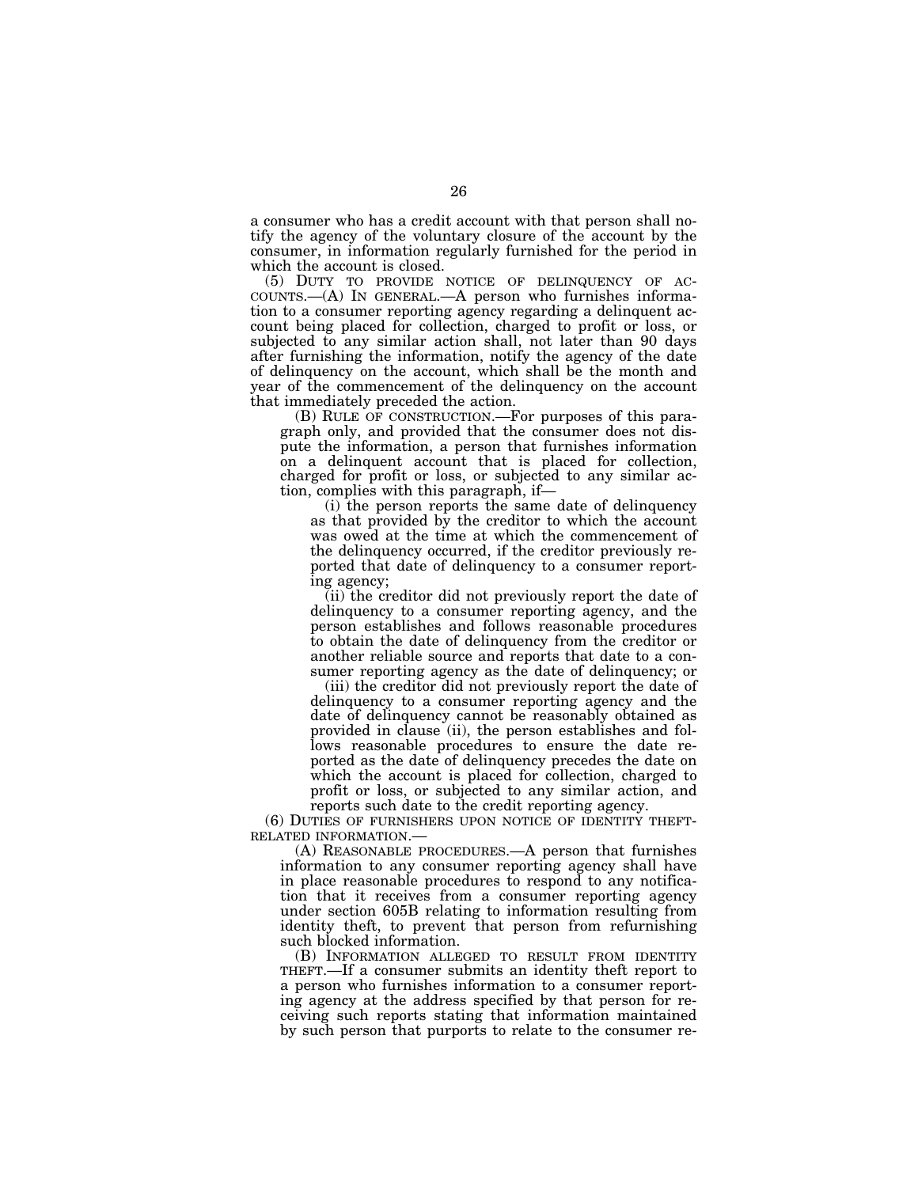a consumer who has a credit account with that person shall notify the agency of the voluntary closure of the account by the consumer, in information regularly furnished for the period in which the account is closed.

(5) DUTY TO PROVIDE NOTICE OF DELINQUENCY OF ACCOUNTS.—(A) IN GENERAL.—A person who furnishes information to a consumer reporting agency regarding a delinquent account being placed for collection, charged to profit or loss, or subjected to any similar action shall, not later than 90 days after furnishing the information, notify the agency of the date of delinquency on the account, which shall be the month and year of the commencement of the delinquency on the account that immediately preceded the action.

(B) RULE OF CONSTRUCTION.—For purposes of this paragraph only, and provided that the consumer does not dispute the information, a person that furnishes information on a delinquent account that is placed for collection, charged for profit or loss, or subjected to any similar action, complies with this paragraph, if—

(i) the person reports the same date of delinquency as that provided by the creditor to which the account was owed at the time at which the commencement of the delinquency occurred, if the creditor previously reported that date of delinquency to a consumer reporting agency;

(ii) the creditor did not previously report the date of delinquency to a consumer reporting agency, and the person establishes and follows reasonable procedures to obtain the date of delinquency from the creditor or another reliable source and reports that date to a consumer reporting agency as the date of delinquency; or

(iii) the creditor did not previously report the date of delinquency to a consumer reporting agency and the date of delinquency cannot be reasonably obtained as provided in clause (ii), the person establishes and follows reasonable procedures to ensure the date reported as the date of delinquency precedes the date on which the account is placed for collection, charged to profit or loss, or subjected to any similar action, and reports such date to the credit reporting agency.

(6) DUTIES OF FURNISHERS UPON NOTICE OF IDENTITY THEFT-RELATED INFORMATION.—

(A) REASONABLE PROCEDURES.—A person that furnishes information to any consumer reporting agency shall have in place reasonable procedures to respond to any notification that it receives from a consumer reporting agency under section 605B relating to information resulting from identity theft, to prevent that person from refurnishing such blocked information.

(B) INFORMATION ALLEGED TO RESULT FROM IDENTITY THEFT.—If a consumer submits an identity theft report to a person who furnishes information to a consumer reporting agency at the address specified by that person for receiving such reports stating that information maintained by such person that purports to relate to the consumer re-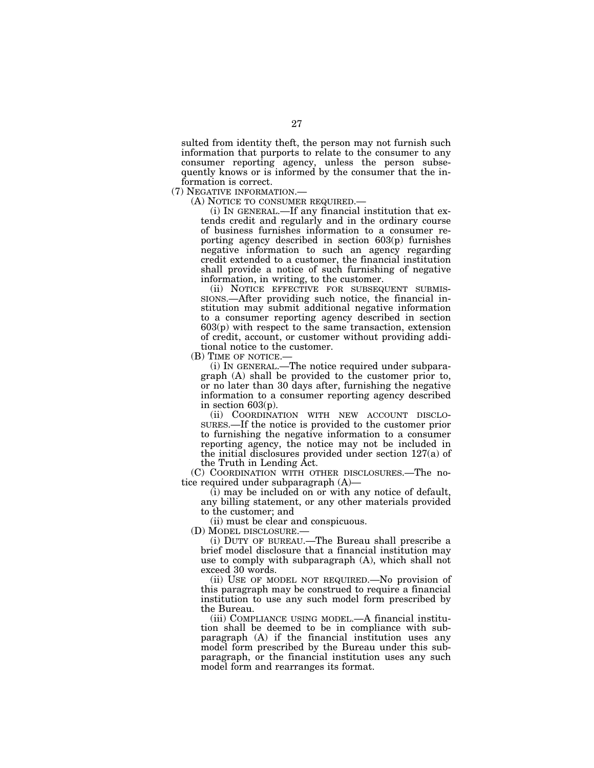sulted from identity theft, the person may not furnish such information that purports to relate to the consumer to any consumer reporting agency, unless the person subsequently knows or is informed by the consumer that the information is correct.

(7) NEGATIVE INFORMATION.—

(A) NOTICE TO CONSUMER REQUIRED.—

(i) IN GENERAL.—If any financial institution that extends credit and regularly and in the ordinary course of business furnishes information to a consumer reporting agency described in section 603(p) furnishes negative information to such an agency regarding credit extended to a customer, the financial institution shall provide a notice of such furnishing of negative information, in writing, to the customer.

(ii) NOTICE EFFECTIVE FOR SUBSEQUENT SUBMISSIONS.—After providing such notice, the financial institution may submit additional negative information to a consumer reporting agency described in section 603(p) with respect to the same transaction, extension of credit, account, or customer without providing additional notice to the customer.

(B) TIME OF NOTICE.—

(i) IN GENERAL.—The notice required under subparagraph (A) shall be provided to the customer prior to, or no later than 30 days after, furnishing the negative information to a consumer reporting agency described in section 603(p).

(ii) COORDINATION WITH NEW ACCOUNT DISCLOSURES.—If the notice is provided to the customer prior to furnishing the negative information to a consumer reporting agency, the notice may not be included in the initial disclosures provided under section 127(a) of the Truth in Lending Act.

(C) COORDINATION WITH OTHER DISCLOSURES.—The notice required under subparagraph (A)—

(i) may be included on or with any notice of default, any billing statement, or any other materials provided to the customer; and

(ii) must be clear and conspicuous.

(D) MODEL DISCLOSURE.—

(i) DUTY OF BUREAU.—The Bureau shall prescribe a brief model disclosure that a financial institution may use to comply with subparagraph (A), which shall not exceed 30 words.

(ii) USE OF MODEL NOT REQUIRED.—No provision of this paragraph may be construed to require a financial institution to use any such model form prescribed by the Bureau.

(iii) COMPLIANCE USING MODEL.—A financial institution shall be deemed to be in compliance with subparagraph (A) if the financial institution uses any model form prescribed by the Bureau under this subparagraph, or the financial institution uses any such model form and rearranges its format.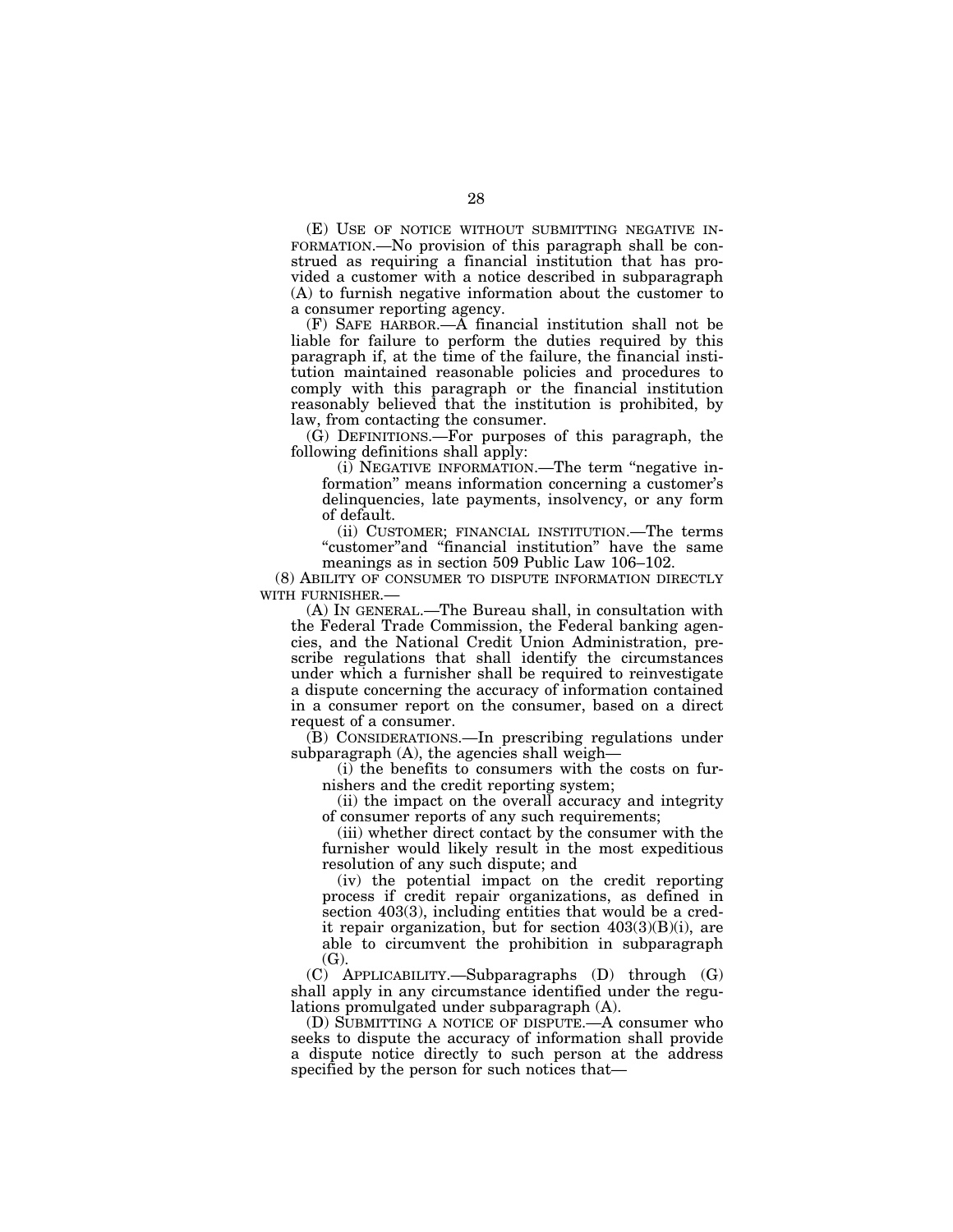(E) USE OF NOTICE WITHOUT SUBMITTING NEGATIVE INFORMATION.—No provision of this paragraph shall be construed as requiring a financial institution that has provided a customer with a notice described in subparagraph (A) to furnish negative information about the customer to a consumer reporting agency.

(F) SAFE HARBOR.—A financial institution shall not be liable for failure to perform the duties required by this paragraph if, at the time of the failure, the financial institution maintained reasonable policies and procedures to comply with this paragraph or the financial institution reasonably believed that the institution is prohibited, by law, from contacting the consumer.

(G) DEFINITIONS.—For purposes of this paragraph, the following definitions shall apply:

(i) NEGATIVE INFORMATION.—The term "negative information" means information concerning a customer's delinquencies, late payments, insolvency, or any form of default.

(ii) CUSTOMER; FINANCIAL INSTITUTION.—The terms "customer"and "financial institution" have the same meanings as in section 509 Public Law 106–102.

(8) ABILITY OF CONSUMER TO DISPUTE INFORMATION DIRECTLY WITH FURNISHER.—

(A) IN GENERAL.—The Bureau shall, in consultation with the Federal Trade Commission, the Federal banking agencies, and the National Credit Union Administration, prescribe regulations that shall identify the circumstances under which a furnisher shall be required to reinvestigate a dispute concerning the accuracy of information contained in a consumer report on the consumer, based on a direct request of a consumer.

(B) CONSIDERATIONS.—In prescribing regulations under subparagraph (A), the agencies shall weigh—

(i) the benefits to consumers with the costs on furnishers and the credit reporting system;

(ii) the impact on the overall accuracy and integrity of consumer reports of any such requirements;

(iii) whether direct contact by the consumer with the furnisher would likely result in the most expeditious resolution of any such dispute; and

(iv) the potential impact on the credit reporting process if credit repair organizations, as defined in section 403(3), including entities that would be a credit repair organization, but for section 403(3)(B)(i), are able to circumvent the prohibition in subparagraph (G).

(C) APPLICABILITY.—Subparagraphs (D) through (G) shall apply in any circumstance identified under the regulations promulgated under subparagraph (A).

(D) SUBMITTING A NOTICE OF DISPUTE.—A consumer who seeks to dispute the accuracy of information shall provide a dispute notice directly to such person at the address specified by the person for such notices that—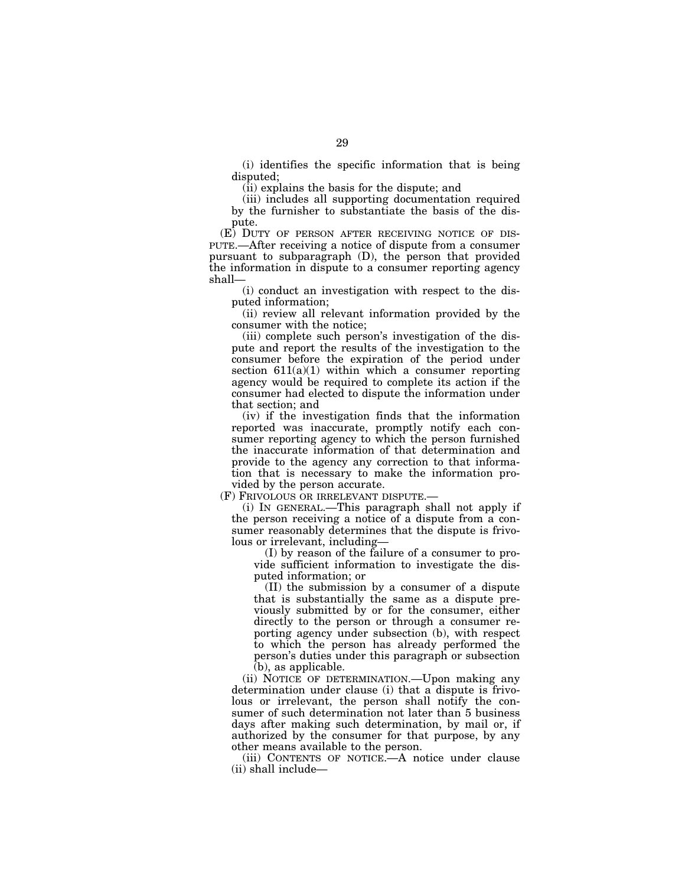(i) identifies the specific information that is being disputed;

(ii) explains the basis for the dispute; and

(iii) includes all supporting documentation required by the furnisher to substantiate the basis of the dispute.

(E) DUTY OF PERSON AFTER RECEIVING NOTICE OF DISPUTE.—After receiving a notice of dispute from a consumer pursuant to subparagraph (D), the person that provided the information in dispute to a consumer reporting agency shall—

(i) conduct an investigation with respect to the disputed information;

(ii) review all relevant information provided by the consumer with the notice;

(iii) complete such person's investigation of the dispute and report the results of the investigation to the consumer before the expiration of the period under section 611(a)(1) within which a consumer reporting agency would be required to complete its action if the consumer had elected to dispute the information under that section; and

(iv) if the investigation finds that the information reported was inaccurate, promptly notify each consumer reporting agency to which the person furnished the inaccurate information of that determination and provide to the agency any correction to that information that is necessary to make the information provided by the person accurate.

(F) FRIVOLOUS OR IRRELEVANT DISPUTE.—

(i) IN GENERAL.—This paragraph shall not apply if the person receiving a notice of a dispute from a consumer reasonably determines that the dispute is frivolous or irrelevant, including—

(I) by reason of the failure of a consumer to provide sufficient information to investigate the disputed information; or

(II) the submission by a consumer of a dispute that is substantially the same as a dispute previously submitted by or for the consumer, either directly to the person or through a consumer reporting agency under subsection (b), with respect to which the person has already performed the person's duties under this paragraph or subsection (b), as applicable.

(ii) NOTICE OF DETERMINATION.—Upon making any determination under clause (i) that a dispute is frivolous or irrelevant, the person shall notify the consumer of such determination not later than 5 business days after making such determination, by mail or, if authorized by the consumer for that purpose, by any other means available to the person.

(iii) CONTENTS OF NOTICE.—A notice under clause (ii) shall include—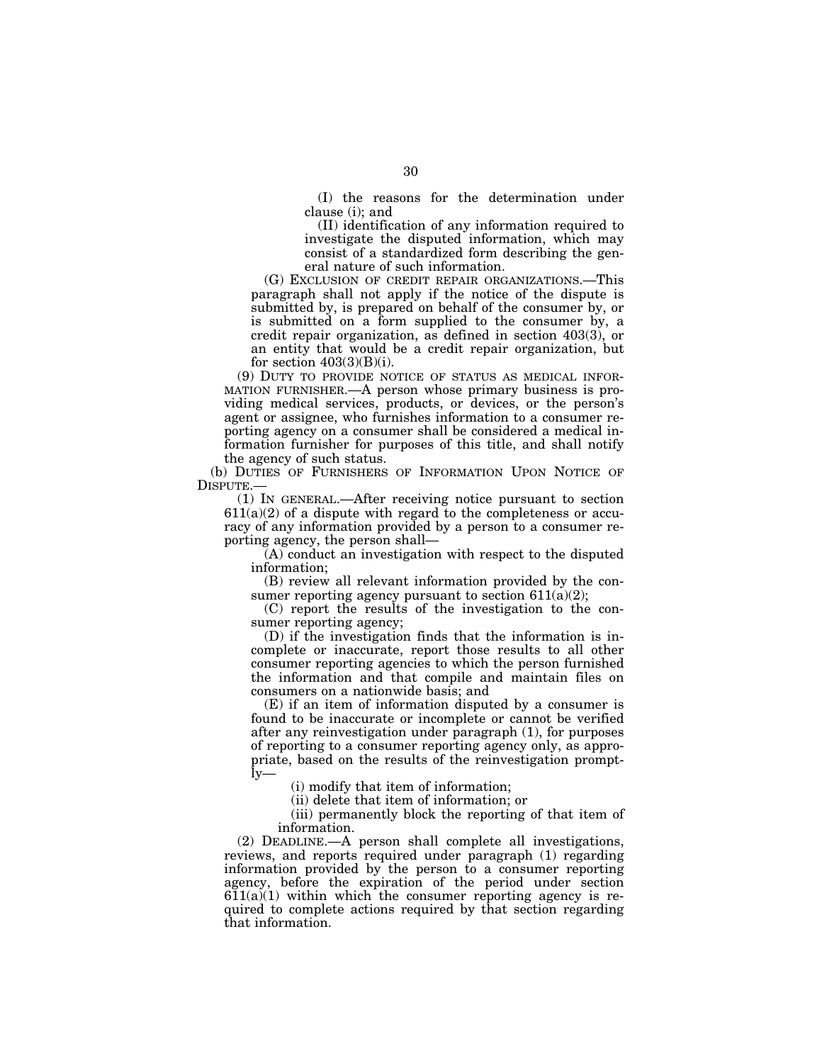(I) the reasons for the determination under clause (i); and

(II) identification of any information required to investigate the disputed information, which may consist of a standardized form describing the general nature of such information.

(G) EXCLUSION OF CREDIT REPAIR ORGANIZATIONS.—This paragraph shall not apply if the notice of the dispute is submitted by, is prepared on behalf of the consumer by, or is submitted on a form supplied to the consumer by, a credit repair organization, as defined in section 403(3), or an entity that would be a credit repair organization, but for section 403(3)(B)(i).

(9) DUTY TO PROVIDE NOTICE OF STATUS AS MEDICAL INFORMATION FURNISHER.—A person whose primary business is providing medical services, products, or devices, or the person's agent or assignee, who furnishes information to a consumer reporting agency on a consumer shall be considered a medical information furnisher for purposes of this title, and shall notify the agency of such status.

(b) DUTIES OF FURNISHERS OF INFORMATION UPON NOTICE OF DISPUTE.—

(1) IN GENERAL.—After receiving notice pursuant to section 611(a)(2) of a dispute with regard to the completeness or accuracy of any information provided by a person to a consumer reporting agency, the person shall—

(A) conduct an investigation with respect to the disputed information;

(B) review all relevant information provided by the consumer reporting agency pursuant to section 611(a)(2);

(C) report the results of the investigation to the consumer reporting agency;

(D) if the investigation finds that the information is incomplete or inaccurate, report those results to all other consumer reporting agencies to which the person furnished the information and that compile and maintain files on consumers on a nationwide basis; and

(E) if an item of information disputed by a consumer is found to be inaccurate or incomplete or cannot be verified after any reinvestigation under paragraph (1), for purposes of reporting to a consumer reporting agency only, as appropriate, based on the results of the reinvestigation promptly—

(i) modify that item of information;

(ii) delete that item of information; or

(iii) permanently block the reporting of that item of information.

(2) DEADLINE.—A person shall complete all investigations, reviews, and reports required under paragraph (1) regarding information provided by the person to a consumer reporting agency, before the expiration of the period under section 611(a)(1) within which the consumer reporting agency is required to complete actions required by that section regarding that information.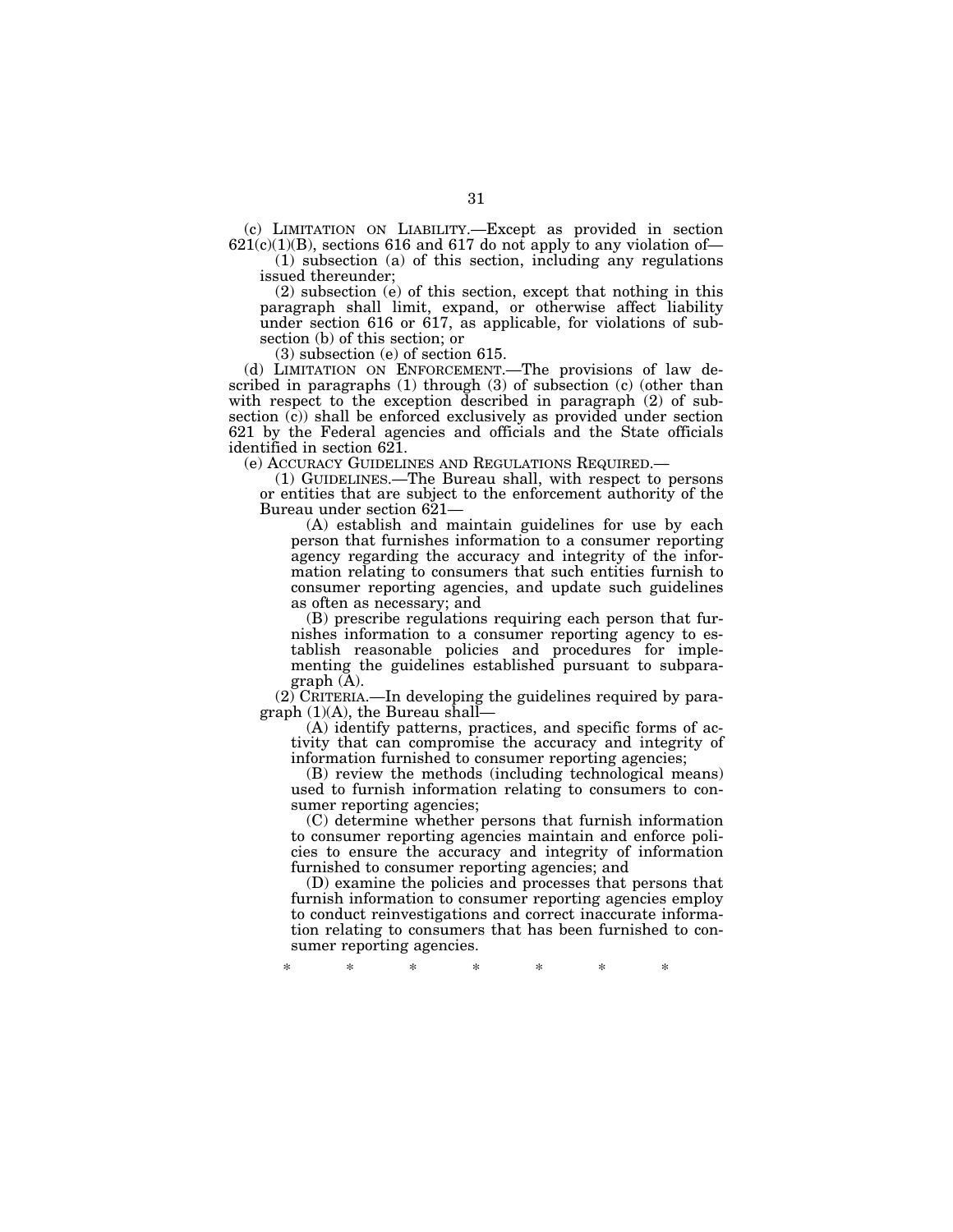(c) LIMITATION ON LIABILITY.—Except as provided in section 621(c)(1)(B), sections 616 and 617 do not apply to any violation of—

(1) subsection (a) of this section, including any regulations issued thereunder;

(2) subsection (e) of this section, except that nothing in this paragraph shall limit, expand, or otherwise affect liability under section 616 or 617, as applicable, for violations of subsection (b) of this section; or

(3) subsection (e) of section 615.

(d) LIMITATION ON ENFORCEMENT.—The provisions of law described in paragraphs (1) through (3) of subsection (c) (other than with respect to the exception described in paragraph (2) of subsection (c)) shall be enforced exclusively as provided under section 621 by the Federal agencies and officials and the State officials identified in section 621.

(e) ACCURACY GUIDELINES AND REGULATIONS REQUIRED.—

(1) GUIDELINES.—The Bureau shall, with respect to persons or entities that are subject to the enforcement authority of the Bureau under section 621—

(A) establish and maintain guidelines for use by each person that furnishes information to a consumer reporting agency regarding the accuracy and integrity of the information relating to consumers that such entities furnish to consumer reporting agencies, and update such guidelines as often as necessary; and

(B) prescribe regulations requiring each person that furnishes information to a consumer reporting agency to establish reasonable policies and procedures for implementing the guidelines established pursuant to subparagraph (A).

(2) CRITERIA.—In developing the guidelines required by paragraph (1)(A), the Bureau shall—

(A) identify patterns, practices, and specific forms of activity that can compromise the accuracy and integrity of information furnished to consumer reporting agencies;

(B) review the methods (including technological means) used to furnish information relating to consumers to consumer reporting agencies;

(C) determine whether persons that furnish information to consumer reporting agencies maintain and enforce policies to ensure the accuracy and integrity of information furnished to consumer reporting agencies; and

(D) examine the policies and processes that persons that furnish information to consumer reporting agencies employ to conduct reinvestigations and correct inaccurate information relating to consumers that has been furnished to consumer reporting agencies.

\* \* \* \* \* \* \*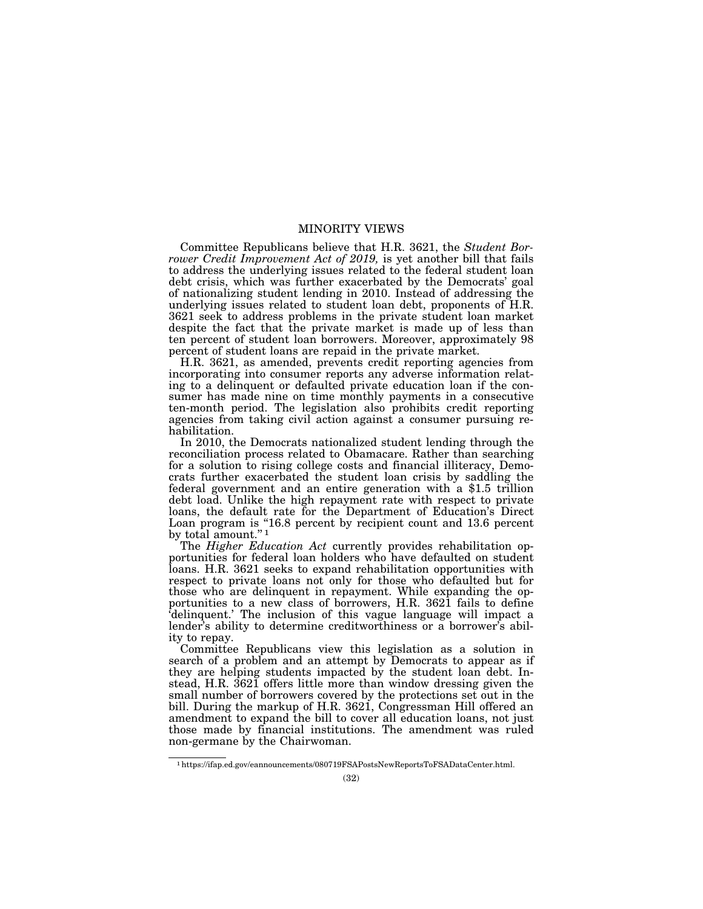# MINORITY VIEWS

Committee Republicans believe that H.R. 3621, the *Student Borrower Credit Improvement Act of 2019,* is yet another bill that fails to address the underlying issues related to the federal student loan debt crisis, which was further exacerbated by the Democrats' goal of nationalizing student lending in 2010. Instead of addressing the underlying issues related to student loan debt, proponents of H.R. 3621 seek to address problems in the private student loan market despite the fact that the private market is made up of less than ten percent of student loan borrowers. Moreover, approximately 98 percent of student loans are repaid in the private market.

H.R. 3621, as amended, prevents credit reporting agencies from incorporating into consumer reports any adverse information relating to a delinquent or defaulted private education loan if the consumer has made nine on time monthly payments in a consecutive ten-month period. The legislation also prohibits credit reporting agencies from taking civil action against a consumer pursuing rehabilitation.

In 2010, the Democrats nationalized student lending through the reconciliation process related to Obamacare. Rather than searching for a solution to rising college costs and financial illiteracy, Democrats further exacerbated the student loan crisis by saddling the federal government and an entire generation with a $1.5 trillion debt load. Unlike the high repayment rate with respect to private loans, the default rate for the Department of Education's Direct Loan program is "16.8 percent by recipient count and 13.6 percent by total amount."[1]

The *Higher Education Act* currently provides rehabilitation opportunities for federal loan holders who have defaulted on student loans. H.R. 3621 seeks to expand rehabilitation opportunities with respect to private loans not only for those who defaulted but for those who are delinquent in repayment. While expanding the opportunities to a new class of borrowers, H.R. 3621 fails to define 'delinquent.' The inclusion of this vague language will impact a lender's ability to determine creditworthiness or a borrower's ability to repay.

Committee Republicans view this legislation as a solution in search of a problem and an attempt by Democrats to appear as if they are helping students impacted by the student loan debt. Instead, H.R. 3621 offers little more than window dressing given the small number of borrowers covered by the protections set out in the bill. During the markup of H.R. 3621, Congressman Hill offered an amendment to expand the bill to cover all education loans, not just those made by financial institutions. The amendment was ruled non-germane by the Chairwoman.

[1] https://ifap.ed.gov/eannouncements/080719FSAPostsNewReportsToFSADataCenter.html.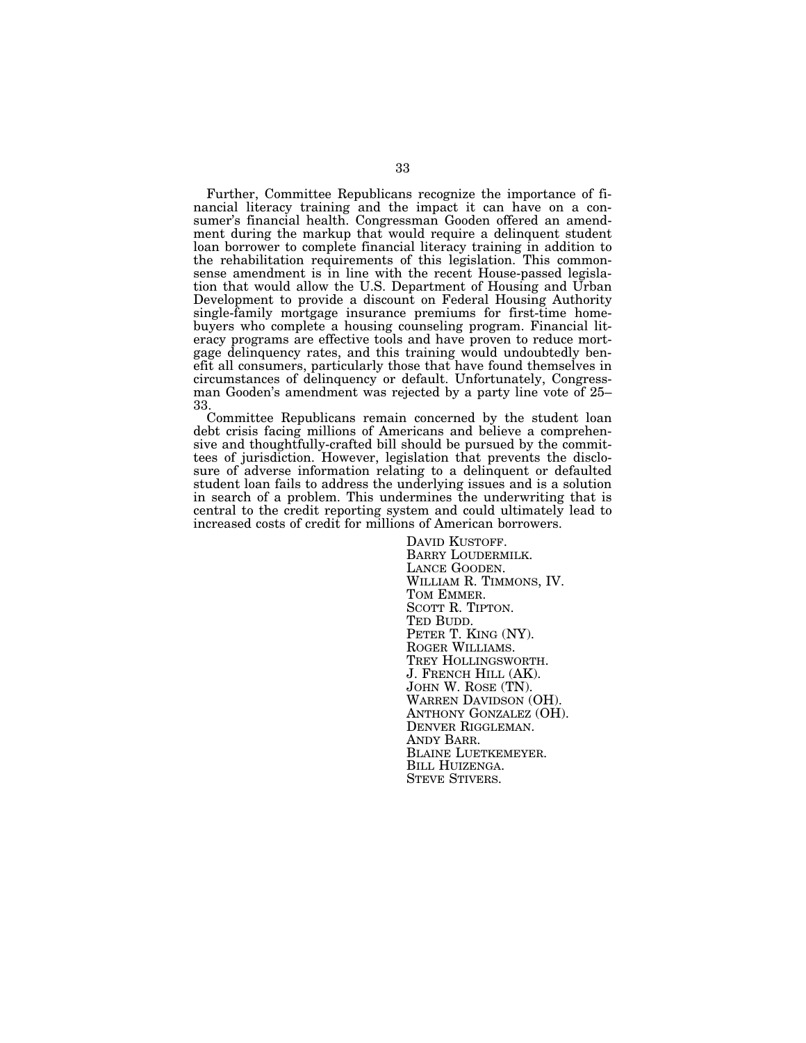Further, Committee Republicans recognize the importance of financial literacy training and the impact it can have on a consumer's financial health. Congressman Gooden offered an amendment during the markup that would require a delinquent student loan borrower to complete financial literacy training in addition to the rehabilitation requirements of this legislation. This commonsense amendment is in line with the recent House-passed legislation that would allow the U.S. Department of Housing and Urban Development to provide a discount on Federal Housing Authority single-family mortgage insurance premiums for first-time homebuyers who complete a housing counseling program. Financial literacy programs are effective tools and have proven to reduce mortgage delinquency rates, and this training would undoubtedly benefit all consumers, particularly those that have found themselves in circumstances of delinquency or default. Unfortunately, Congressman Gooden's amendment was rejected by a party line vote of 25–33.

Committee Republicans remain concerned by the student loan debt crisis facing millions of Americans and believe a comprehensive and thoughtfully-crafted bill should be pursued by the committees of jurisdiction. However, legislation that prevents the disclosure of adverse information relating to a delinquent or defaulted student loan fails to address the underlying issues and is a solution in search of a problem. This undermines the underwriting that is central to the credit reporting system and could ultimately lead to increased costs of credit for millions of American borrowers.

DAVID KUSTOFF.
BARRY LOUDERMILK.
LANCE GOODEN.
WILLIAM R. TIMMONS, IV.
TOM EMMER.
SCOTT R. TIPTON.
TED BUDD.
PETER T. KING (NY).
ROGER WILLIAMS.
TREY HOLLINGSWORTH.
J. FRENCH HILL (AK).
JOHN W. ROSE (TN).
WARREN DAVIDSON (OH).
ANTHONY GONZALEZ (OH).
DENVER RIGGLEMAN.
ANDY BARR.
BLAINE LUETKEMEYER.
BILL HUIZENGA.
STEVE STIVERS.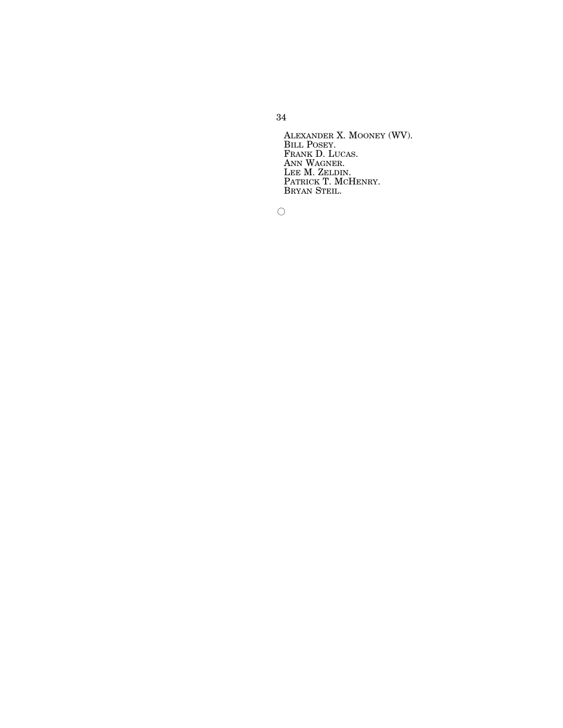ALEXANDER X. MOONEY (WV).
BILL POSEY.
FRANK D. LUCAS.
ANN WAGNER.
LEE M. ZELDIN.
PATRICK T. MCHENRY.
BRYAN STEIL.